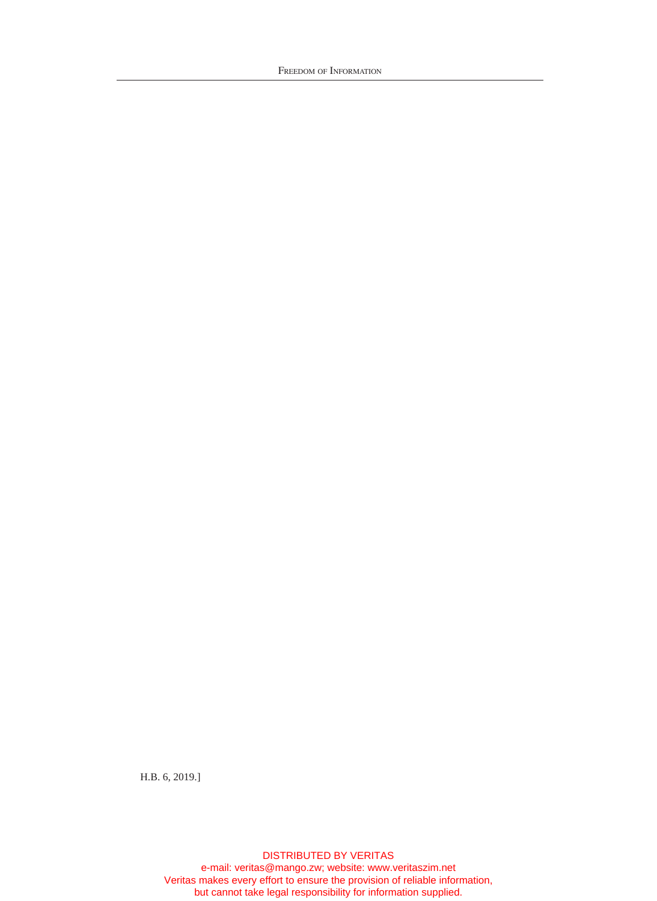H.B. 6, 2019.]

DISTRIBUTED BY VERITAS

e-mail: veritas@mango.zw; website: www.veritaszim.net

Veritas makes every effort to ensure the provision of reliable information, but cannot take legal responsibility for information supplied.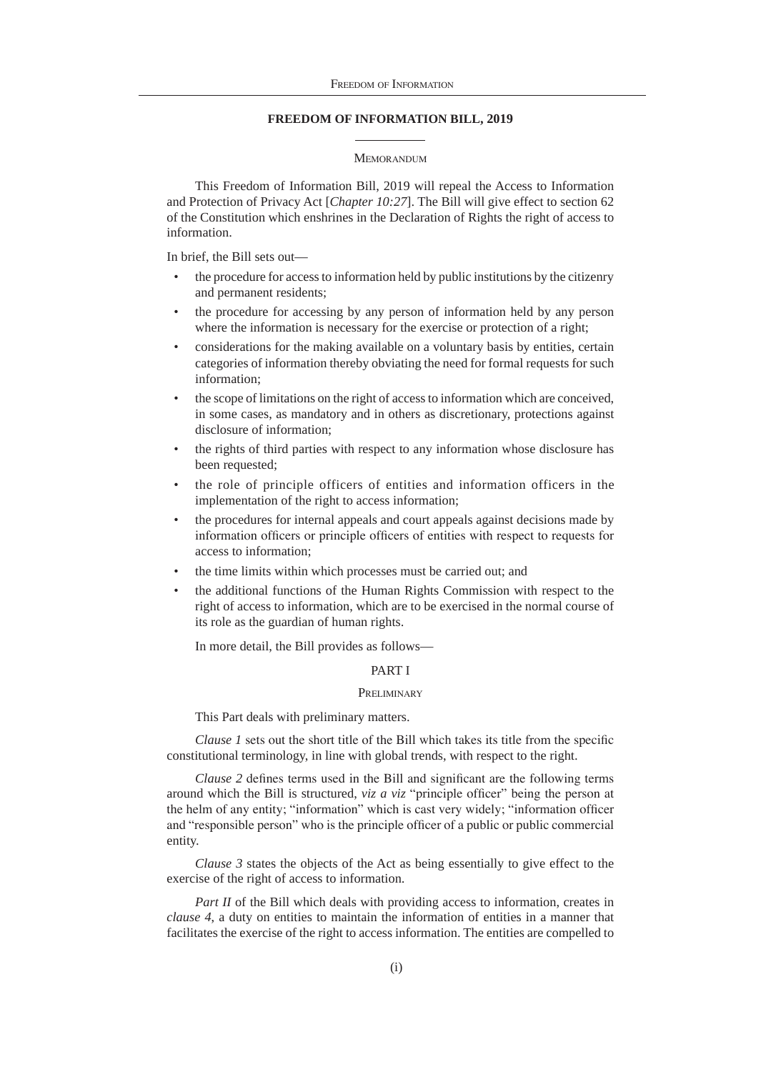## FREEDOM OF INFORMATION BILL, 2019

### Memorandum

This Freedom of Information Bill, 2019 will repeal the Access to Information and Protection of Privacy Act [*Chapter 10:27*]. The Bill will give effect to section 62 of the Constitution which enshrines in the Declaration of Rights the right of access to information.

In brief, the Bill sets out—

- the procedure for access to information held by public institutions by the citizenry and permanent residents;
- the procedure for accessing by any person of information held by any person where the information is necessary for the exercise or protection of a right;
- considerations for the making available on a voluntary basis by entities, certain categories of information thereby obviating the need for formal requests for such information;
- the scope of limitations on the right of access to information which are conceived, in some cases, as mandatory and in others as discretionary, protections against disclosure of information;
- the rights of third parties with respect to any information whose disclosure has been requested;
- the role of principle officers of entities and information officers in the implementation of the right to access information;
- the procedures for internal appeals and court appeals against decisions made by information officers or principle officers of entities with respect to requests for access to information;
- the time limits within which processes must be carried out; and
- the additional functions of the Human Rights Commission with respect to the right of access to information, which are to be exercised in the normal course of its role as the guardian of human rights.

In more detail, the Bill provides as follows—

### PART I

### Preliminary

This Part deals with preliminary matters.

*Clause 1* sets out the short title of the Bill which takes its title from the specific constitutional terminology, in line with global trends, with respect to the right.

*Clause 2* defines terms used in the Bill and significant are the following terms around which the Bill is structured, *viz a viz* "principle officer" being the person at the helm of any entity; "information" which is cast very widely; "information officer and "responsible person" who is the principle officer of a public or public commercial entity.

*Clause 3* states the objects of the Act as being essentially to give effect to the exercise of the right of access to information.

*Part II* of the Bill which deals with providing access to information, creates in *clause 4*, a duty on entities to maintain the information of entities in a manner that facilitates the exercise of the right to access information. The entities are compelled to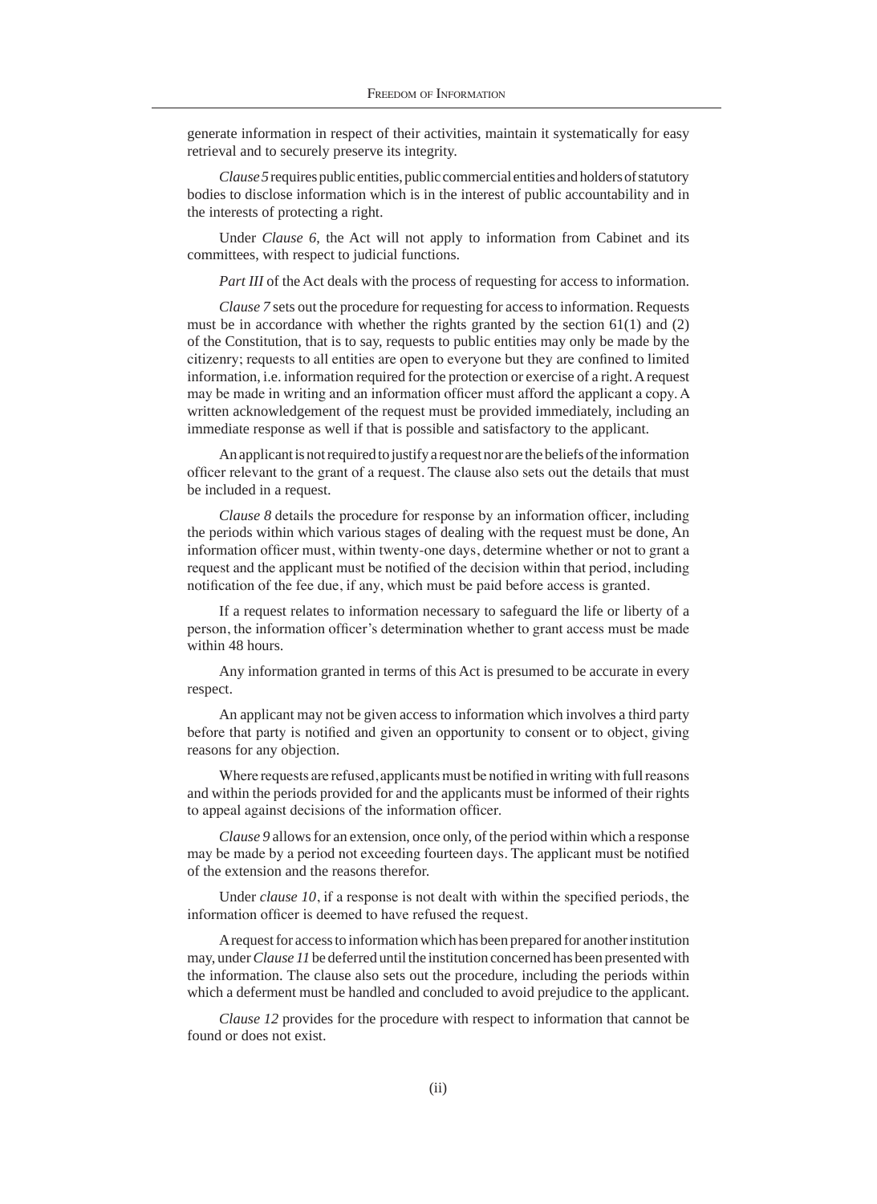generate information in respect of their activities, maintain it systematically for easy retrieval and to securely preserve its integrity.

*Clause 5* requires public entities, public commercial entities and holders of statutory bodies to disclose information which is in the interest of public accountability and in the interests of protecting a right.

Under *Clause 6*, the Act will not apply to information from Cabinet and its committees, with respect to judicial functions.

*Part III* of the Act deals with the process of requesting for access to information.

*Clause 7* sets out the procedure for requesting for access to information. Requests must be in accordance with whether the rights granted by the section 61(1) and (2) of the Constitution, that is to say, requests to public entities may only be made by the citizenry; requests to all entities are open to everyone but they are confined to limited information, i.e. information required for the protection or exercise of a right. A request may be made in writing and an information officer must afford the applicant a copy. A written acknowledgement of the request must be provided immediately, including an immediate response as well if that is possible and satisfactory to the applicant.

An applicant is not required to justify a request nor are the beliefs of the information officer relevant to the grant of a request. The clause also sets out the details that must be included in a request.

*Clause 8* details the procedure for response by an information officer, including the periods within which various stages of dealing with the request must be done, An information officer must, within twenty-one days, determine whether or not to grant a request and the applicant must be notified of the decision within that period, including notification of the fee due, if any, which must be paid before access is granted.

If a request relates to information necessary to safeguard the life or liberty of a person, the information officer's determination whether to grant access must be made within 48 hours.

Any information granted in terms of this Act is presumed to be accurate in every respect.

An applicant may not be given access to information which involves a third party before that party is notified and given an opportunity to consent or to object, giving reasons for any objection.

Where requests are refused, applicants must be notified in writing with full reasons and within the periods provided for and the applicants must be informed of their rights to appeal against decisions of the information officer.

*Clause 9* allows for an extension, once only, of the period within which a response may be made by a period not exceeding fourteen days. The applicant must be notified of the extension and the reasons therefor.

Under *clause 10*, if a response is not dealt with within the specified periods, the information officer is deemed to have refused the request.

A request for access to information which has been prepared for another institution may, under *Clause 11* be deferred until the institution concerned has been presented with the information. The clause also sets out the procedure, including the periods within which a deferment must be handled and concluded to avoid prejudice to the applicant.

*Clause 12* provides for the procedure with respect to information that cannot be found or does not exist.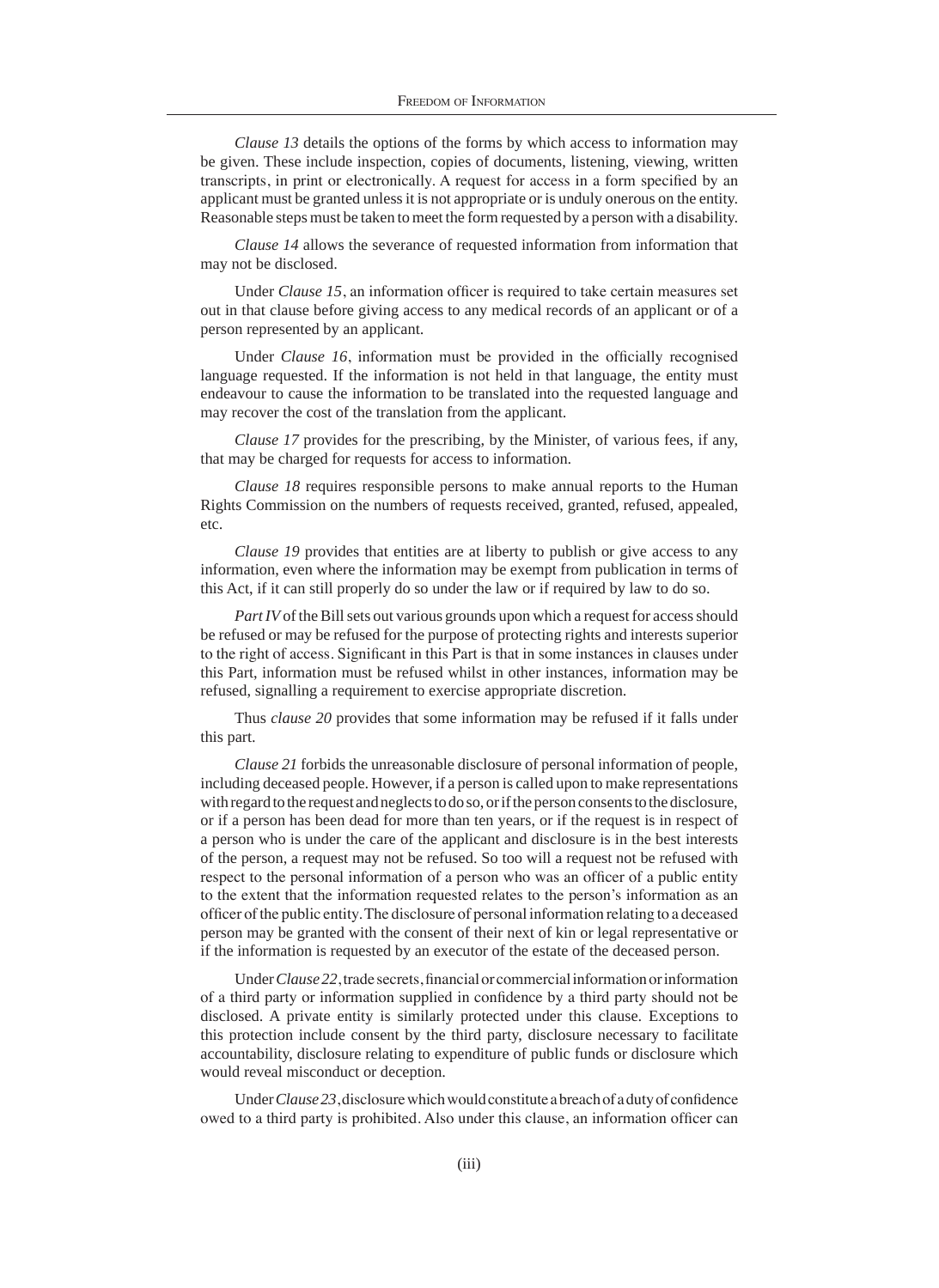*Clause 13* details the options of the forms by which access to information may be given. These include inspection, copies of documents, listening, viewing, written transcripts, in print or electronically. A request for access in a form specified by an applicant must be granted unless it is not appropriate or is unduly onerous on the entity. Reasonable steps must be taken to meet the form requested by a person with a disability.

*Clause 14* allows the severance of requested information from information that may not be disclosed.

Under *Clause 15*, an information officer is required to take certain measures set out in that clause before giving access to any medical records of an applicant or of a person represented by an applicant.

Under *Clause 16*, information must be provided in the officially recognised language requested. If the information is not held in that language, the entity must endeavour to cause the information to be translated into the requested language and may recover the cost of the translation from the applicant.

*Clause 17* provides for the prescribing, by the Minister, of various fees, if any, that may be charged for requests for access to information.

*Clause 18* requires responsible persons to make annual reports to the Human Rights Commission on the numbers of requests received, granted, refused, appealed, etc.

*Clause 19* provides that entities are at liberty to publish or give access to any information, even where the information may be exempt from publication in terms of this Act, if it can still properly do so under the law or if required by law to do so.

*Part IV* of the Bill sets out various grounds upon which a request for access should be refused or may be refused for the purpose of protecting rights and interests superior to the right of access. Significant in this Part is that in some instances in clauses under this Part, information must be refused whilst in other instances, information may be refused, signalling a requirement to exercise appropriate discretion.

Thus *clause 20* provides that some information may be refused if it falls under this part.

*Clause 21* forbids the unreasonable disclosure of personal information of people, including deceased people. However, if a person is called upon to make representations with regard to the request and neglects to do so, or if the person consents to the disclosure, or if a person has been dead for more than ten years, or if the request is in respect of a person who is under the care of the applicant and disclosure is in the best interests of the person, a request may not be refused. So too will a request not be refused with respect to the personal information of a person who was an officer of a public entity to the extent that the information requested relates to the person's information as an officer of the public entity. The disclosure of personal information relating to a deceased person may be granted with the consent of their next of kin or legal representative or if the information is requested by an executor of the estate of the deceased person.

Under *Clause 22*, trade secrets, financial or commercial information or information of a third party or information supplied in confidence by a third party should not be disclosed. A private entity is similarly protected under this clause. Exceptions to this protection include consent by the third party, disclosure necessary to facilitate accountability, disclosure relating to expenditure of public funds or disclosure which would reveal misconduct or deception.

Under *Clause 23*, disclosure which would constitute a breach of a duty of confidence owed to a third party is prohibited. Also under this clause, an information officer can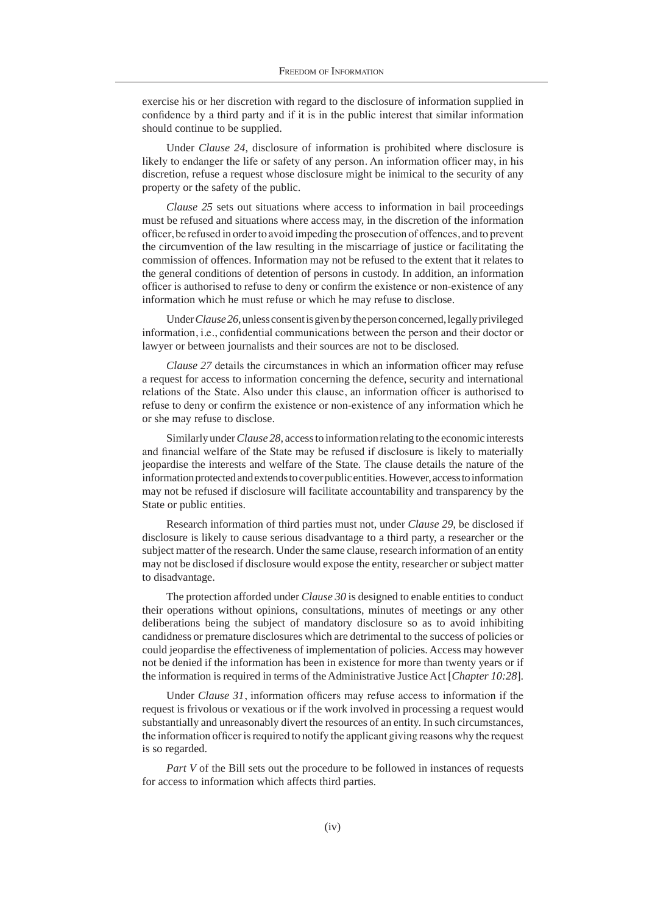exercise his or her discretion with regard to the disclosure of information supplied in confidence by a third party and if it is in the public interest that similar information should continue to be supplied.

Under *Clause 24,* disclosure of information is prohibited where disclosure is likely to endanger the life or safety of any person. An information officer may, in his discretion, refuse a request whose disclosure might be inimical to the security of any property or the safety of the public.

*Clause 25* sets out situations where access to information in bail proceedings must be refused and situations where access may, in the discretion of the information officer, be refused in order to avoid impeding the prosecution of offences, and to prevent the circumvention of the law resulting in the miscarriage of justice or facilitating the commission of offences. Information may not be refused to the extent that it relates to the general conditions of detention of persons in custody. In addition, an information officer is authorised to refuse to deny or confirm the existence or non-existence of any information which he must refuse or which he may refuse to disclose.

Under *Clause 26*, unless consent is given by the person concerned, legally privileged information, i.e., confidential communications between the person and their doctor or lawyer or between journalists and their sources are not to be disclosed.

*Clause 27* details the circumstances in which an information officer may refuse a request for access to information concerning the defence, security and international relations of the State. Also under this clause, an information officer is authorised to refuse to deny or confirm the existence or non-existence of any information which he or she may refuse to disclose.

Similarly under *Clause 28,* access to information relating to the economic interests and financial welfare of the State may be refused if disclosure is likely to materially jeopardise the interests and welfare of the State. The clause details the nature of the information protected and extends to cover public entities. However, access to information may not be refused if disclosure will facilitate accountability and transparency by the State or public entities.

Research information of third parties must not, under *Clause 29*, be disclosed if disclosure is likely to cause serious disadvantage to a third party, a researcher or the subject matter of the research. Under the same clause, research information of an entity may not be disclosed if disclosure would expose the entity, researcher or subject matter to disadvantage.

The protection afforded under *Clause 30* is designed to enable entities to conduct their operations without opinions, consultations, minutes of meetings or any other deliberations being the subject of mandatory disclosure so as to avoid inhibiting candidness or premature disclosures which are detrimental to the success of policies or could jeopardise the effectiveness of implementation of policies. Access may however not be denied if the information has been in existence for more than twenty years or if the information is required in terms of the Administrative Justice Act [*Chapter 10:28*].

Under *Clause 31*, information officers may refuse access to information if the request is frivolous or vexatious or if the work involved in processing a request would substantially and unreasonably divert the resources of an entity. In such circumstances, the information officer is required to notify the applicant giving reasons why the request is so regarded.

*Part V* of the Bill sets out the procedure to be followed in instances of requests for access to information which affects third parties.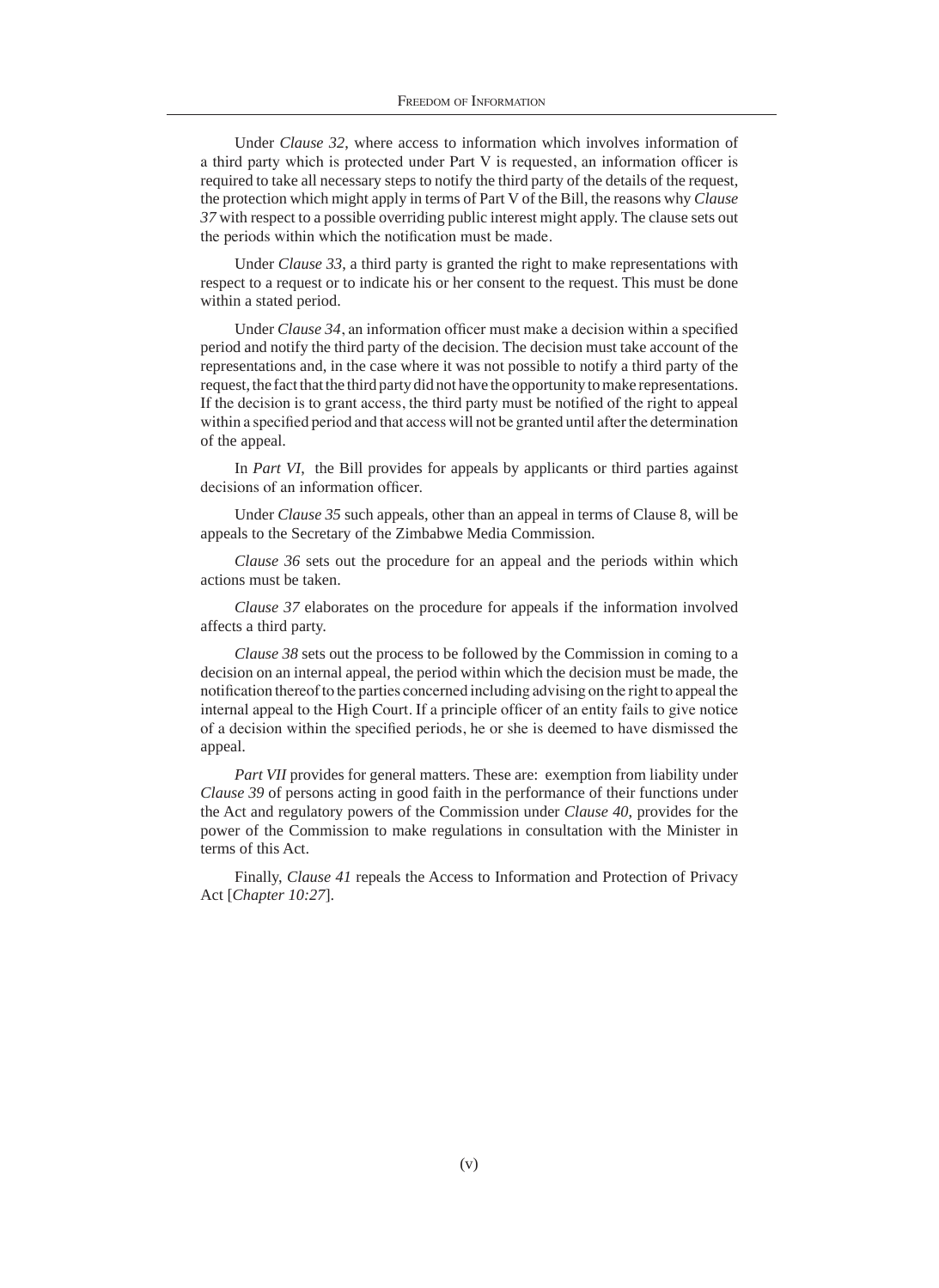Under *Clause 32*, where access to information which involves information of a third party which is protected under Part V is requested, an information officer is required to take all necessary steps to notify the third party of the details of the request, the protection which might apply in terms of Part V of the Bill, the reasons why *Clause 37* with respect to a possible overriding public interest might apply. The clause sets out the periods within which the notification must be made.

Under *Clause 33*, a third party is granted the right to make representations with respect to a request or to indicate his or her consent to the request. This must be done within a stated period.

Under *Clause 34*, an information officer must make a decision within a specified period and notify the third party of the decision. The decision must take account of the representations and, in the case where it was not possible to notify a third party of the request, the fact that the third party did not have the opportunity to make representations. If the decision is to grant access, the third party must be notified of the right to appeal within a specified period and that access will not be granted until after the determination of the appeal.

In *Part VI*, the Bill provides for appeals by applicants or third parties against decisions of an information officer.

Under *Clause 35* such appeals, other than an appeal in terms of Clause 8, will be appeals to the Secretary of the Zimbabwe Media Commission.

*Clause 36* sets out the procedure for an appeal and the periods within which actions must be taken.

*Clause 37* elaborates on the procedure for appeals if the information involved affects a third party.

*Clause 38* sets out the process to be followed by the Commission in coming to a decision on an internal appeal, the period within which the decision must be made, the notification thereof to the parties concerned including advising on the right to appeal the internal appeal to the High Court. If a principle officer of an entity fails to give notice of a decision within the specified periods, he or she is deemed to have dismissed the appeal.

*Part VII* provides for general matters. These are: exemption from liability under *Clause 39* of persons acting in good faith in the performance of their functions under the Act and regulatory powers of the Commission under *Clause 40*, provides for the power of the Commission to make regulations in consultation with the Minister in terms of this Act.

Finally, *Clause 41* repeals the Access to Information and Protection of Privacy Act [*Chapter 10:27*].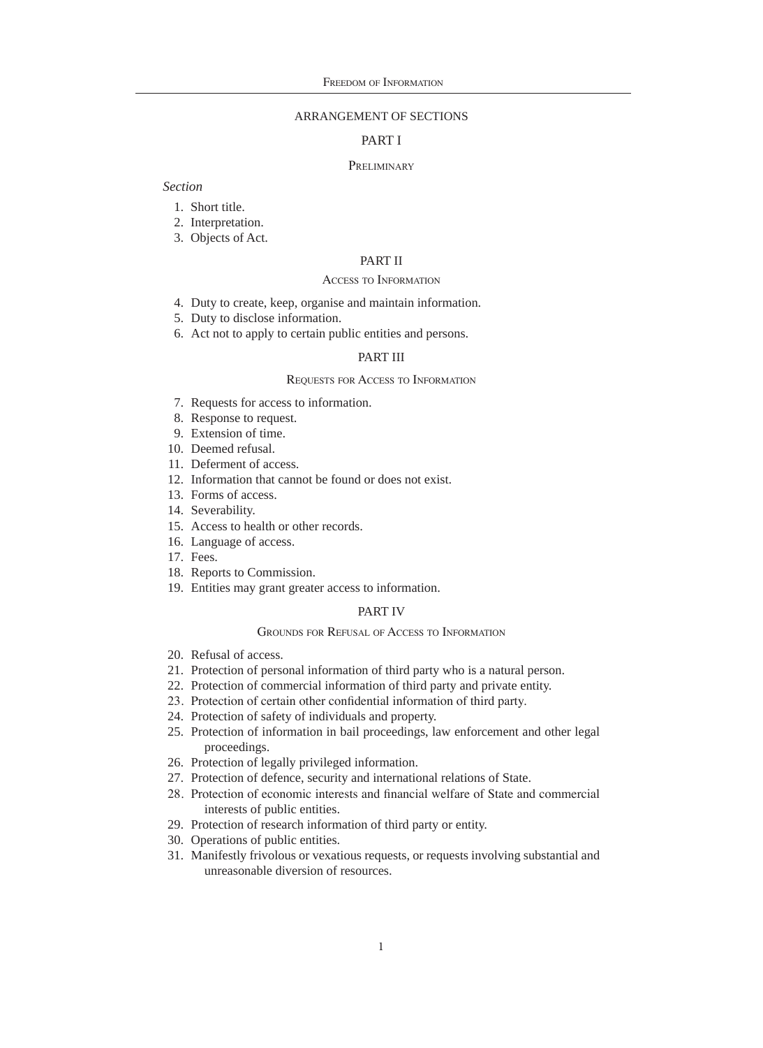## ARRANGEMENT OF SECTIONS

### PART I

#### Preliminary

*Section*

1. Short title.
2. Interpretation.
3. Objects of Act.

### PART II

#### Access to Information

4. Duty to create, keep, organise and maintain information.
5. Duty to disclose information.
6. Act not to apply to certain public entities and persons.

### PART III

#### Requests for Access to Information

7. Requests for access to information.
8. Response to request.
9. Extension of time.
10. Deemed refusal.
11. Deferment of access.
12. Information that cannot be found or does not exist.
13. Forms of access.
14. Severability.
15. Access to health or other records.
16. Language of access.
17. Fees.
18. Reports to Commission.
19. Entities may grant greater access to information.

### PART IV

#### Grounds for Refusal of Access to Information

20. Refusal of access.
21. Protection of personal information of third party who is a natural person.
22. Protection of commercial information of third party and private entity.
23. Protection of certain other confidential information of third party.
24. Protection of safety of individuals and property.
25. Protection of information in bail proceedings, law enforcement and other legal proceedings.
26. Protection of legally privileged information.
27. Protection of defence, security and international relations of State.
28. Protection of economic interests and financial welfare of State and commercial interests of public entities.
29. Protection of research information of third party or entity.
30. Operations of public entities.
31. Manifestly frivolous or vexatious requests, or requests involving substantial and unreasonable diversion of resources.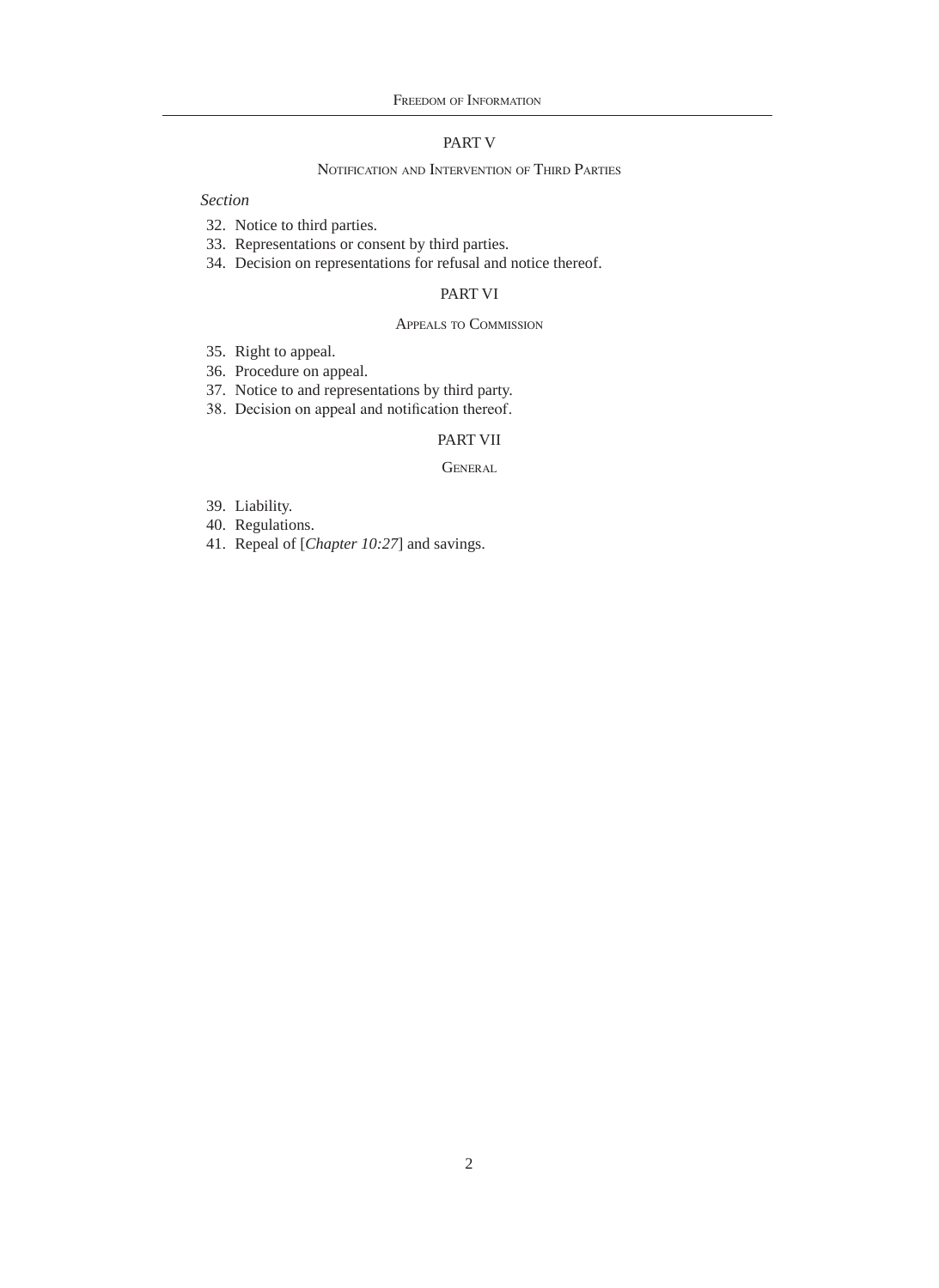## PART V

### Notification and Intervention of Third Parties

*Section*

32. Notice to third parties.
33. Representations or consent by third parties.
34. Decision on representations for refusal and notice thereof.

## PART VI

### Appeals to Commission

35. Right to appeal.
36. Procedure on appeal.
37. Notice to and representations by third party.
38. Decision on appeal and notification thereof.

## PART VII

### General

39. Liability.
40. Regulations.
41. Repeal of [*Chapter 10:27*] and savings.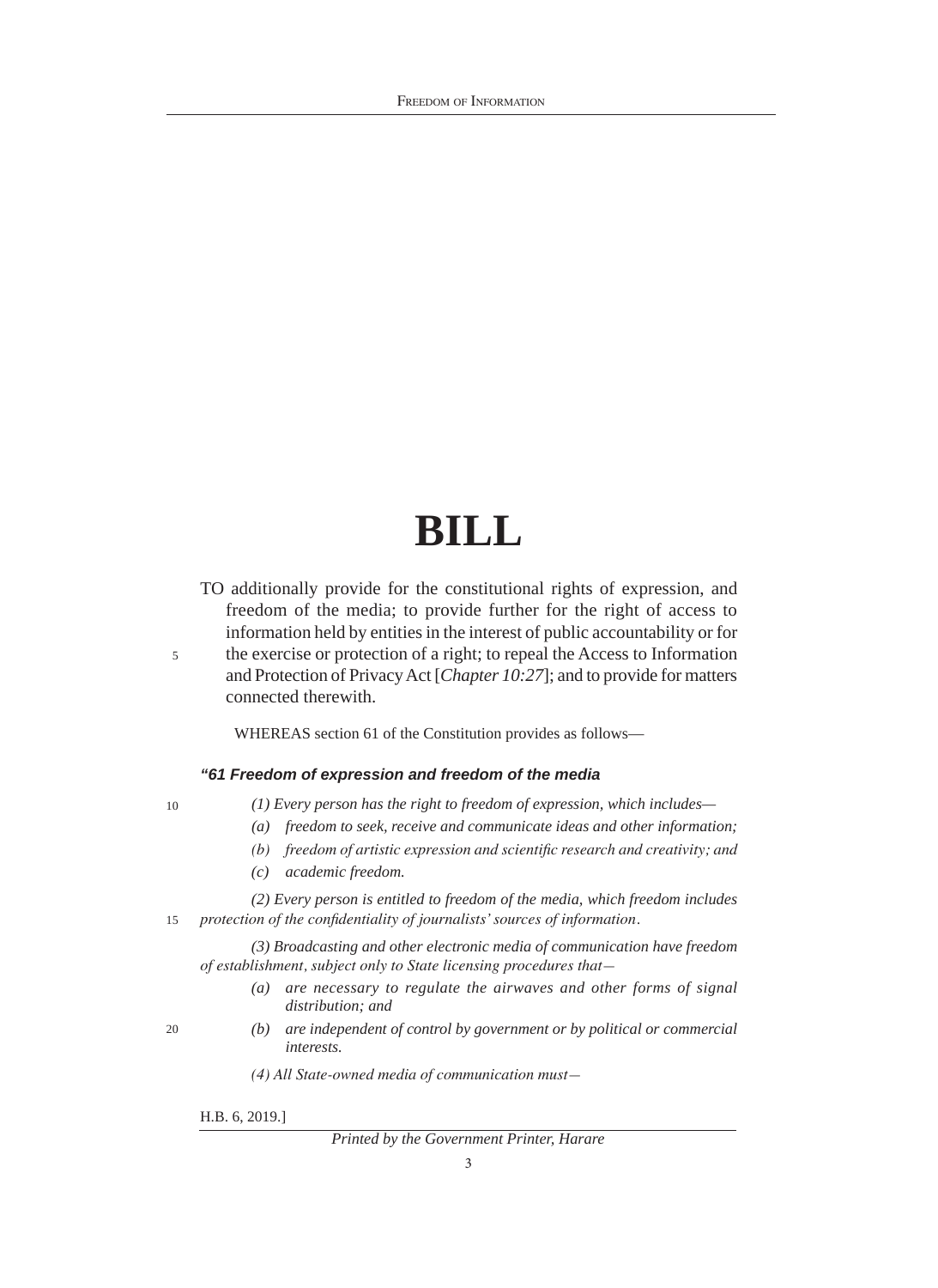# BILL

TO additionally provide for the constitutional rights of expression, and freedom of the media; to provide further for the right of access to information held by entities in the interest of public accountability or for the exercise or protection of a right; to repeal the Access to Information and Protection of Privacy Act [*Chapter 10:27*]; and to provide for matters connected therewith.

WHEREAS section 61 of the Constitution provides as follows—

***"61 Freedom of expression and freedom of the media***

*(1) Every person has the right to freedom of expression, which includes—*

*(a) freedom to seek, receive and communicate ideas and other information;*

*(b) freedom of artistic expression and scientific research and creativity; and*

*(c) academic freedom.*

*(2) Every person is entitled to freedom of the media, which freedom includes protection of the confidentiality of journalists' sources of information.*

*(3) Broadcasting and other electronic media of communication have freedom of establishment, subject only to State licensing procedures that—*

*(a) are necessary to regulate the airwaves and other forms of signal distribution; and*

*(b) are independent of control by government or by political or commercial interests.*

*(4) All State-owned media of communication must—*

H.B. 6, 2019.]

*Printed by the Government Printer, Harare*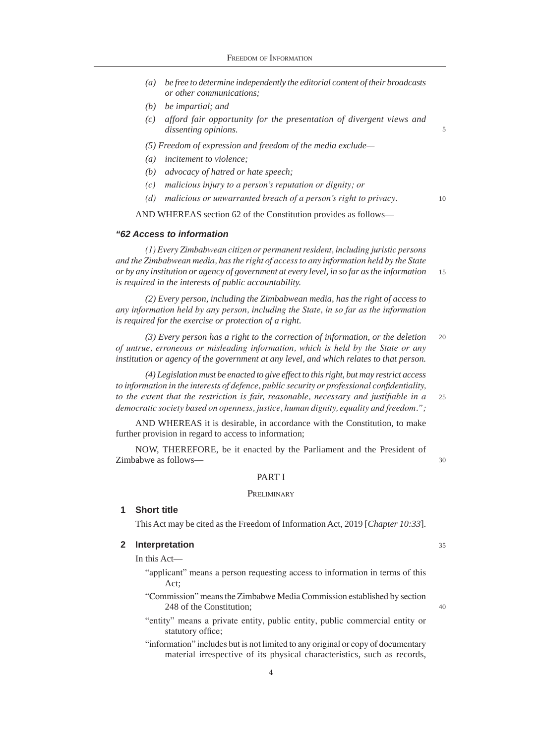*(a) be free to determine independently the editorial content of their broadcasts or other communications;*

*(b) be impartial; and*

*(c) afford fair opportunity for the presentation of divergent views and dissenting opinions.*

*(5) Freedom of expression and freedom of the media exclude—*

*(a) incitement to violence;*

*(b) advocacy of hatred or hate speech;*

*(c) malicious injury to a person's reputation or dignity; or*

*(d) malicious or unwarranted breach of a person's right to privacy.*

AND WHEREAS section 62 of the Constitution provides as follows—

***"62 Access to information***

*(1) Every Zimbabwean citizen or permanent resident, including juristic persons and the Zimbabwean media, has the right of access to any information held by the State or by any institution or agency of government at every level, in so far as the information is required in the interests of public accountability.*

*(2) Every person, including the Zimbabwean media, has the right of access to any information held by any person, including the State, in so far as the information is required for the exercise or protection of a right.*

*(3) Every person has a right to the correction of information, or the deletion of untrue, erroneous or misleading information, which is held by the State or any institution or agency of the government at any level, and which relates to that person.*

*(4) Legislation must be enacted to give effect to this right, but may restrict access to information in the interests of defence, public security or professional confidentiality, to the extent that the restriction is fair, reasonable, necessary and justifiable in a democratic society based on openness, justice, human dignity, equality and freedom.";*

AND WHEREAS it is desirable, in accordance with the Constitution, to make further provision in regard to access to information;

NOW, THEREFORE, be it enacted by the Parliament and the President of Zimbabwe as follows—

## PART I

### Preliminary

**1 Short title**

This Act may be cited as the Freedom of Information Act, 2019 [*Chapter 10:33*].

**2 Interpretation**

In this Act—

"applicant" means a person requesting access to information in terms of this Act;

"Commission" means the Zimbabwe Media Commission established by section 248 of the Constitution;

"entity" means a private entity, public entity, public commercial entity or statutory office;

"information" includes but is not limited to any original or copy of documentary material irrespective of its physical characteristics, such as records,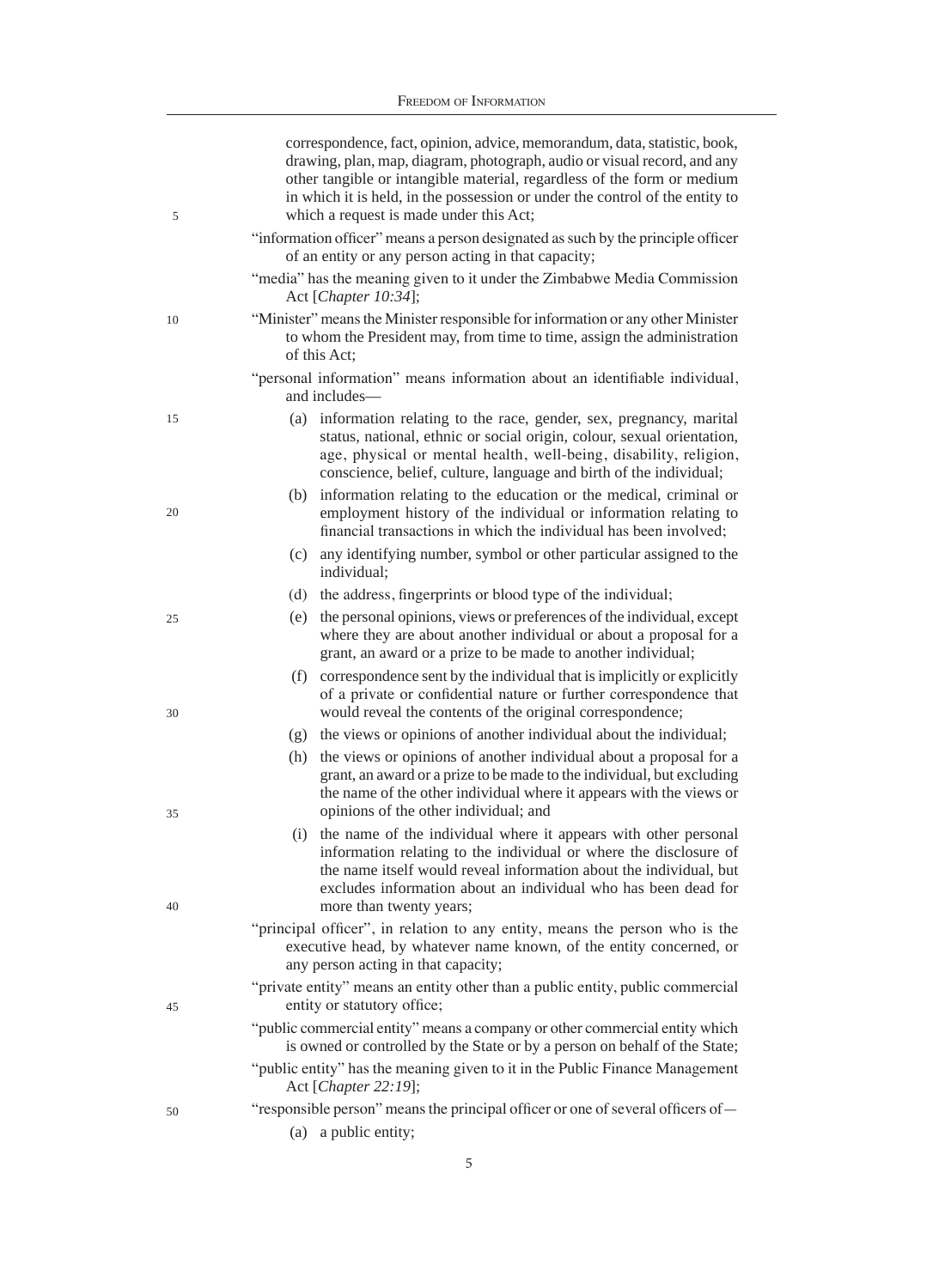correspondence, fact, opinion, advice, memorandum, data, statistic, book, drawing, plan, map, diagram, photograph, audio or visual record, and any other tangible or intangible material, regardless of the form or medium in which it is held, in the possession or under the control of the entity to which a request is made under this Act;

"information officer" means a person designated as such by the principle officer of an entity or any person acting in that capacity;

"media" has the meaning given to it under the Zimbabwe Media Commission Act [*Chapter 10:34*];

"Minister" means the Minister responsible for information or any other Minister to whom the President may, from time to time, assign the administration of this Act;

"personal information" means information about an identifiable individual, and includes—

(a) information relating to the race, gender, sex, pregnancy, marital status, national, ethnic or social origin, colour, sexual orientation, age, physical or mental health, well-being, disability, religion, conscience, belief, culture, language and birth of the individual;

(b) information relating to the education or the medical, criminal or employment history of the individual or information relating to financial transactions in which the individual has been involved;

(c) any identifying number, symbol or other particular assigned to the individual;

(d) the address, fingerprints or blood type of the individual;

(e) the personal opinions, views or preferences of the individual, except where they are about another individual or about a proposal for a grant, an award or a prize to be made to another individual;

(f) correspondence sent by the individual that is implicitly or explicitly of a private or confidential nature or further correspondence that would reveal the contents of the original correspondence;

(g) the views or opinions of another individual about the individual;

(h) the views or opinions of another individual about a proposal for a grant, an award or a prize to be made to the individual, but excluding the name of the other individual where it appears with the views or opinions of the other individual; and

(i) the name of the individual where it appears with other personal information relating to the individual or where the disclosure of the name itself would reveal information about the individual, but excludes information about an individual who has been dead for more than twenty years;

"principal officer", in relation to any entity, means the person who is the executive head, by whatever name known, of the entity concerned, or any person acting in that capacity;

"private entity" means an entity other than a public entity, public commercial entity or statutory office;

"public commercial entity" means a company or other commercial entity which is owned or controlled by the State or by a person on behalf of the State;

"public entity" has the meaning given to it in the Public Finance Management Act [*Chapter 22:19*];

"responsible person" means the principal officer or one of several officers of—

(a) a public entity;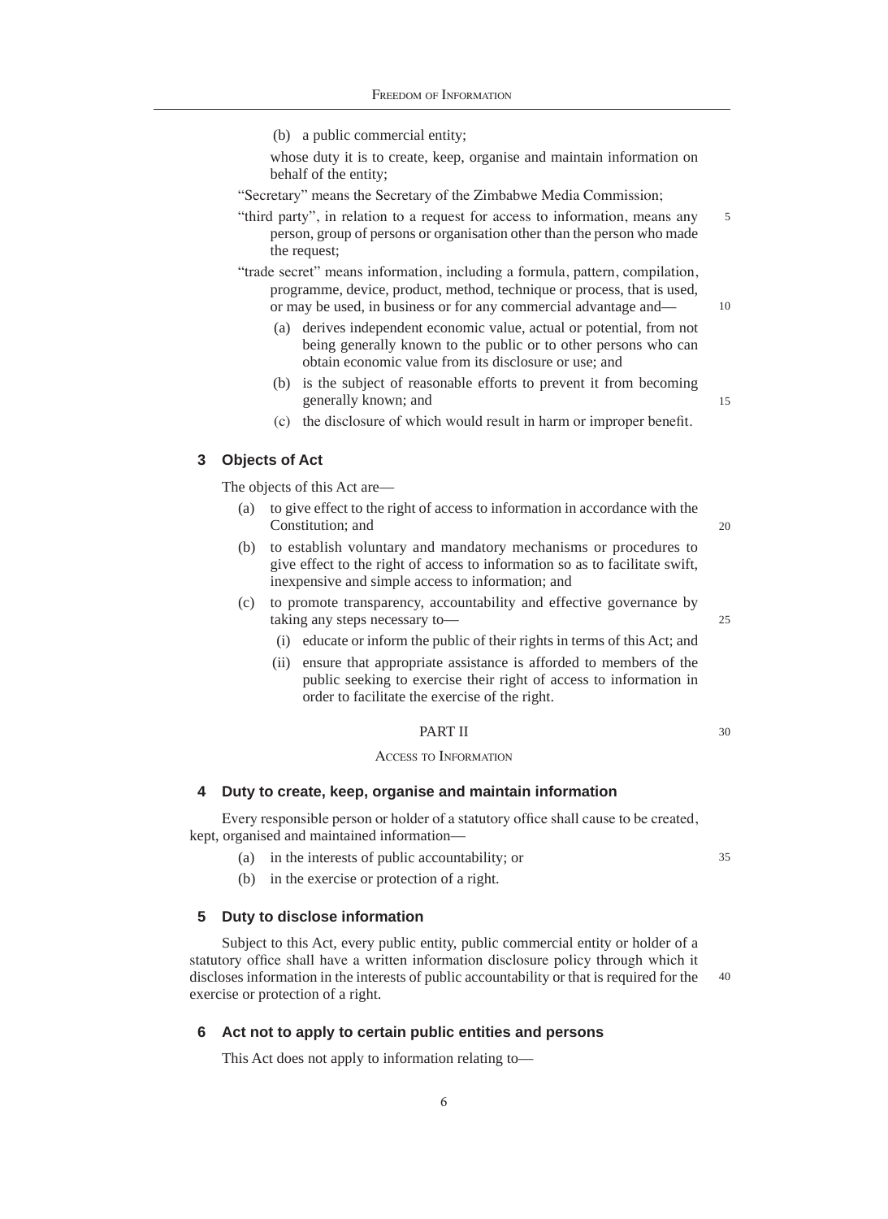(b) a public commercial entity;

whose duty it is to create, keep, organise and maintain information on behalf of the entity;

"Secretary" means the Secretary of the Zimbabwe Media Commission;

"third party", in relation to a request for access to information, means any person, group of persons or organisation other than the person who made the request;

"trade secret" means information, including a formula, pattern, compilation, programme, device, product, method, technique or process, that is used, or may be used, in business or for any commercial advantage and—

(a) derives independent economic value, actual or potential, from not being generally known to the public or to other persons who can obtain economic value from its disclosure or use; and

(b) is the subject of reasonable efforts to prevent it from becoming generally known; and

(c) the disclosure of which would result in harm or improper benefit.

### 3 Objects of Act

The objects of this Act are—

(a) to give effect to the right of access to information in accordance with the Constitution; and

(b) to establish voluntary and mandatory mechanisms or procedures to give effect to the right of access to information so as to facilitate swift, inexpensive and simple access to information; and

(c) to promote transparency, accountability and effective governance by taking any steps necessary to—

(i) educate or inform the public of their rights in terms of this Act; and

(ii) ensure that appropriate assistance is afforded to members of the public seeking to exercise their right of access to information in order to facilitate the exercise of the right.

## PART II

## ACCESS TO INFORMATION

### 4 Duty to create, keep, organise and maintain information

Every responsible person or holder of a statutory office shall cause to be created, kept, organised and maintained information—

(a) in the interests of public accountability; or

(b) in the exercise or protection of a right.

### 5 Duty to disclose information

Subject to this Act, every public entity, public commercial entity or holder of a statutory office shall have a written information disclosure policy through which it discloses information in the interests of public accountability or that is required for the exercise or protection of a right.

### 6 Act not to apply to certain public entities and persons

This Act does not apply to information relating to—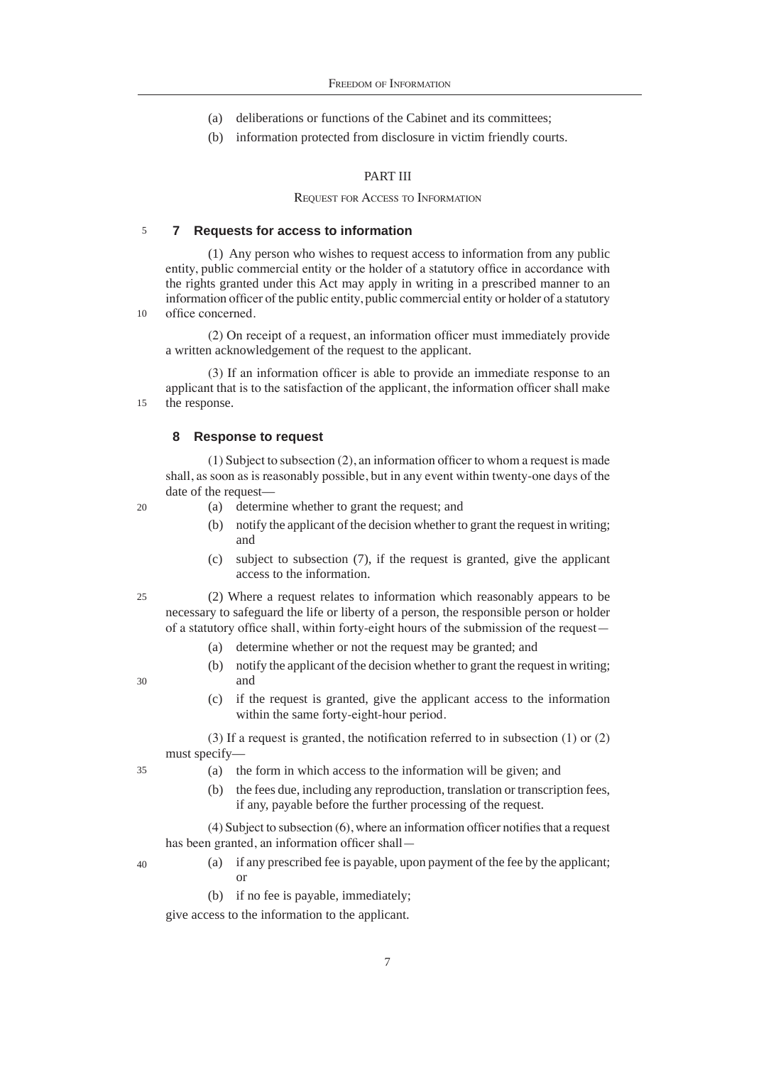(a) deliberations or functions of the Cabinet and its committees;

(b) information protected from disclosure in victim friendly courts.

## PART III

### Request for Access to Information

### 7 Requests for access to information

(1) Any person who wishes to request access to information from any public entity, public commercial entity or the holder of a statutory office in accordance with the rights granted under this Act may apply in writing in a prescribed manner to an information officer of the public entity, public commercial entity or holder of a statutory office concerned.

(2) On receipt of a request, an information officer must immediately provide a written acknowledgement of the request to the applicant.

(3) If an information officer is able to provide an immediate response to an applicant that is to the satisfaction of the applicant, the information officer shall make the response.

### 8 Response to request

(1) Subject to subsection (2), an information officer to whom a request is made shall, as soon as is reasonably possible, but in any event within twenty-one days of the date of the request—

(a) determine whether to grant the request; and

(b) notify the applicant of the decision whether to grant the request in writing; and

(c) subject to subsection (7), if the request is granted, give the applicant access to the information.

(2) Where a request relates to information which reasonably appears to be necessary to safeguard the life or liberty of a person, the responsible person or holder of a statutory office shall, within forty-eight hours of the submission of the request—

(a) determine whether or not the request may be granted; and

(b) notify the applicant of the decision whether to grant the request in writing; and

(c) if the request is granted, give the applicant access to the information within the same forty-eight-hour period.

(3) If a request is granted, the notification referred to in subsection (1) or (2) must specify—

(a) the form in which access to the information will be given; and

(b) the fees due, including any reproduction, translation or transcription fees, if any, payable before the further processing of the request.

(4) Subject to subsection (6), where an information officer notifies that a request has been granted, an information officer shall—

(a) if any prescribed fee is payable, upon payment of the fee by the applicant; or

(b) if no fee is payable, immediately;

give access to the information to the applicant.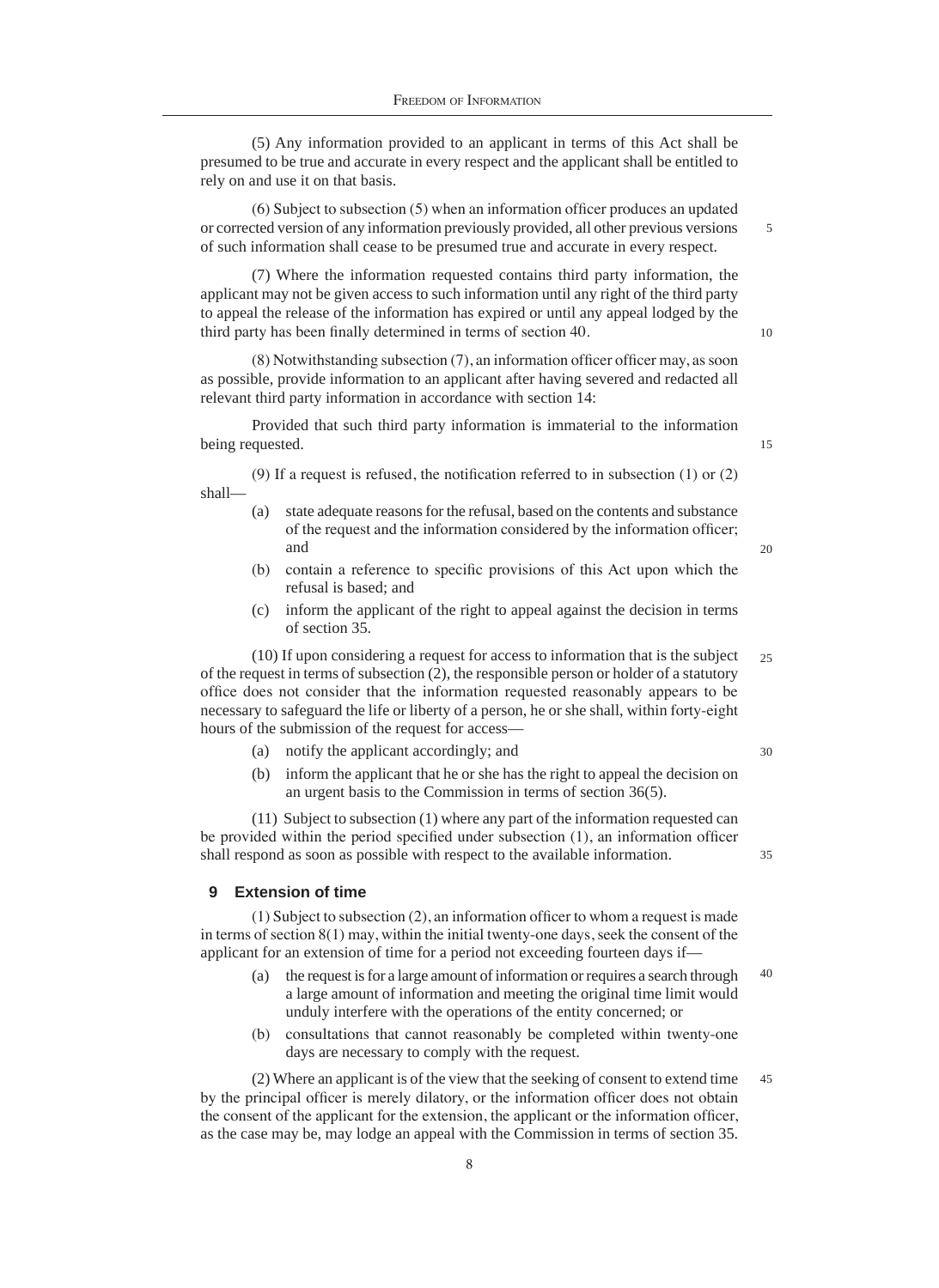(5) Any information provided to an applicant in terms of this Act shall be presumed to be true and accurate in every respect and the applicant shall be entitled to rely on and use it on that basis.

(6) Subject to subsection (5) when an information officer produces an updated or corrected version of any information previously provided, all other previous versions of such information shall cease to be presumed true and accurate in every respect.

(7) Where the information requested contains third party information, the applicant may not be given access to such information until any right of the third party to appeal the release of the information has expired or until any appeal lodged by the third party has been finally determined in terms of section 40.

(8) Notwithstanding subsection (7), an information officer officer may, as soon as possible, provide information to an applicant after having severed and redacted all relevant third party information in accordance with section 14:

Provided that such third party information is immaterial to the information being requested.

(9) If a request is refused, the notification referred to in subsection (1) or (2) shall—

(a) state adequate reasons for the refusal, based on the contents and substance of the request and the information considered by the information officer; and

(b) contain a reference to specific provisions of this Act upon which the refusal is based; and

(c) inform the applicant of the right to appeal against the decision in terms of section 35.

(10) If upon considering a request for access to information that is the subject of the request in terms of subsection (2), the responsible person or holder of a statutory office does not consider that the information requested reasonably appears to be necessary to safeguard the life or liberty of a person, he or she shall, within forty-eight hours of the submission of the request for access—

(a) notify the applicant accordingly; and

(b) inform the applicant that he or she has the right to appeal the decision on an urgent basis to the Commission in terms of section 36(5).

(11) Subject to subsection (1) where any part of the information requested can be provided within the period specified under subsection (1), an information officer shall respond as soon as possible with respect to the available information.

### 9 Extension of time

(1) Subject to subsection (2), an information officer to whom a request is made in terms of section 8(1) may, within the initial twenty-one days, seek the consent of the applicant for an extension of time for a period not exceeding fourteen days if—

(a) the request is for a large amount of information or requires a search through a large amount of information and meeting the original time limit would unduly interfere with the operations of the entity concerned; or

(b) consultations that cannot reasonably be completed within twenty-one days are necessary to comply with the request.

(2) Where an applicant is of the view that the seeking of consent to extend time by the principal officer is merely dilatory, or the information officer does not obtain the consent of the applicant for the extension, the applicant or the information officer, as the case may be, may lodge an appeal with the Commission in terms of section 35.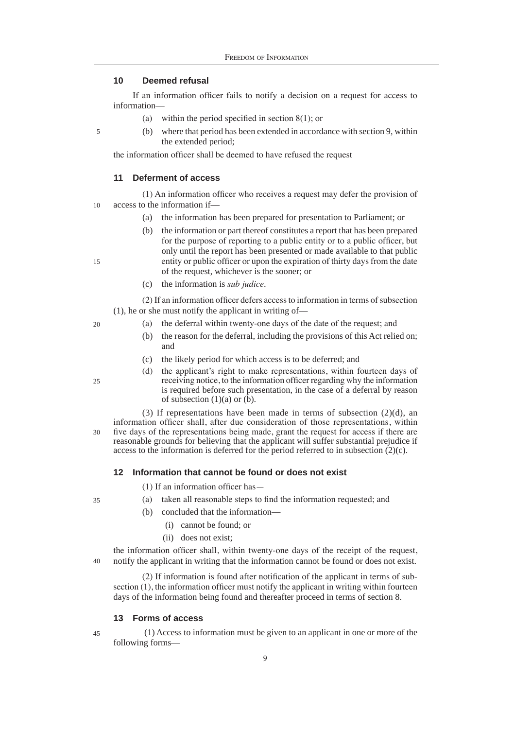## 10 Deemed refusal

If an information officer fails to notify a decision on a request for access to information—

(a) within the period specified in section 8(1); or

(b) where that period has been extended in accordance with section 9, within the extended period;

the information officer shall be deemed to have refused the request

## 11 Deferment of access

(1) An information officer who receives a request may defer the provision of access to the information if—

(a) the information has been prepared for presentation to Parliament; or

(b) the information or part thereof constitutes a report that has been prepared for the purpose of reporting to a public entity or to a public officer, but only until the report has been presented or made available to that public entity or public officer or upon the expiration of thirty days from the date of the request, whichever is the sooner; or

(c) the information is *sub judice*.

(2) If an information officer defers access to information in terms of subsection (1), he or she must notify the applicant in writing of—

(a) the deferral within twenty-one days of the date of the request; and

(b) the reason for the deferral, including the provisions of this Act relied on; and

(c) the likely period for which access is to be deferred; and

(d) the applicant's right to make representations, within fourteen days of receiving notice, to the information officer regarding why the information is required before such presentation, in the case of a deferral by reason of subsection (1)(a) or (b).

(3) If representations have been made in terms of subsection (2)(d), an information officer shall, after due consideration of those representations, within five days of the representations being made, grant the request for access if there are reasonable grounds for believing that the applicant will suffer substantial prejudice if access to the information is deferred for the period referred to in subsection (2)(c).

## 12 Information that cannot be found or does not exist

(1) If an information officer has—

(a) taken all reasonable steps to find the information requested; and

(b) concluded that the information—

(i) cannot be found; or

(ii) does not exist;

the information officer shall, within twenty-one days of the receipt of the request, notify the applicant in writing that the information cannot be found or does not exist.

(2) If information is found after notification of the applicant in terms of subsection (1), the information officer must notify the applicant in writing within fourteen days of the information being found and thereafter proceed in terms of section 8.

## 13 Forms of access

(1) Access to information must be given to an applicant in one or more of the following forms—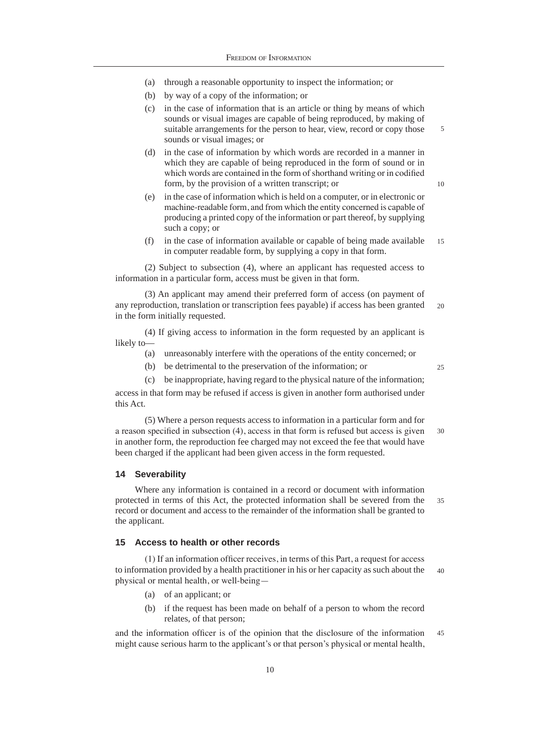(a) through a reasonable opportunity to inspect the information; or

(b) by way of a copy of the information; or

(c) in the case of information that is an article or thing by means of which sounds or visual images are capable of being reproduced, by making of suitable arrangements for the person to hear, view, record or copy those sounds or visual images; or

(d) in the case of information by which words are recorded in a manner in which they are capable of being reproduced in the form of sound or in which words are contained in the form of shorthand writing or in codified form, by the provision of a written transcript; or

(e) in the case of information which is held on a computer, or in electronic or machine-readable form, and from which the entity concerned is capable of producing a printed copy of the information or part thereof, by supplying such a copy; or

(f) in the case of information available or capable of being made available in computer readable form, by supplying a copy in that form.

(2) Subject to subsection (4), where an applicant has requested access to information in a particular form, access must be given in that form.

(3) An applicant may amend their preferred form of access (on payment of any reproduction, translation or transcription fees payable) if access has been granted in the form initially requested.

(4) If giving access to information in the form requested by an applicant is likely to—

(a) unreasonably interfere with the operations of the entity concerned; or

(b) be detrimental to the preservation of the information; or

(c) be inappropriate, having regard to the physical nature of the information;

access in that form may be refused if access is given in another form authorised under this Act.

(5) Where a person requests access to information in a particular form and for a reason specified in subsection (4), access in that form is refused but access is given in another form, the reproduction fee charged may not exceed the fee that would have been charged if the applicant had been given access in the form requested.

### 14 Severability

Where any information is contained in a record or document with information protected in terms of this Act, the protected information shall be severed from the record or document and access to the remainder of the information shall be granted to the applicant.

### 15 Access to health or other records

(1) If an information officer receives, in terms of this Part, a request for access to information provided by a health practitioner in his or her capacity as such about the physical or mental health, or well-being—

(a) of an applicant; or

(b) if the request has been made on behalf of a person to whom the record relates, of that person;

and the information officer is of the opinion that the disclosure of the information might cause serious harm to the applicant's or that person's physical or mental health,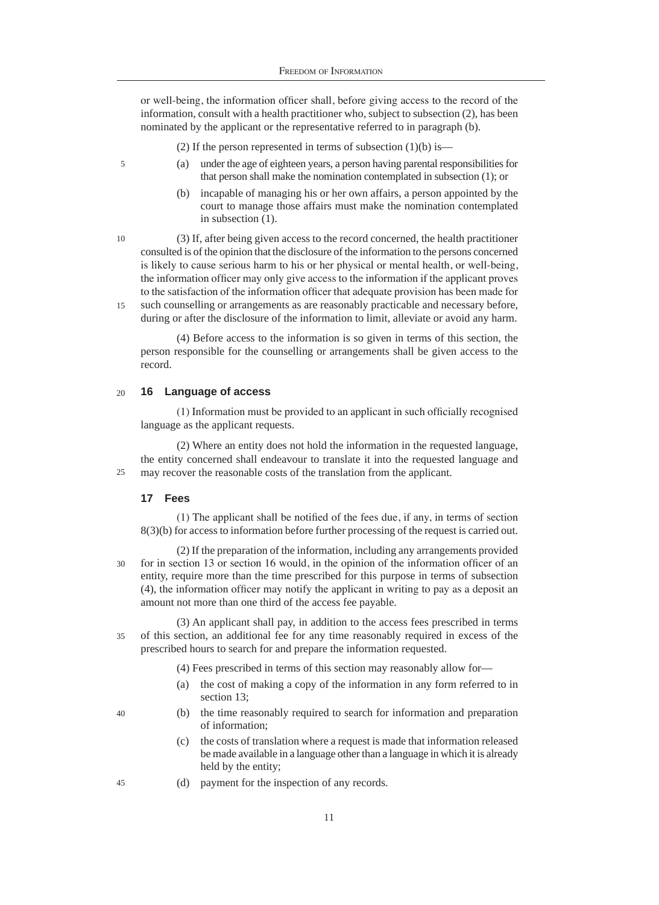or well-being, the information officer shall, before giving access to the record of the information, consult with a health practitioner who, subject to subsection (2), has been nominated by the applicant or the representative referred to in paragraph (b).

(2) If the person represented in terms of subsection (1)(b) is—

(a) under the age of eighteen years, a person having parental responsibilities for that person shall make the nomination contemplated in subsection (1); or

(b) incapable of managing his or her own affairs, a person appointed by the court to manage those affairs must make the nomination contemplated in subsection (1).

(3) If, after being given access to the record concerned, the health practitioner consulted is of the opinion that the disclosure of the information to the persons concerned is likely to cause serious harm to his or her physical or mental health, or well-being, the information officer may only give access to the information if the applicant proves to the satisfaction of the information officer that adequate provision has been made for such counselling or arrangements as are reasonably practicable and necessary before, during or after the disclosure of the information to limit, alleviate or avoid any harm.

(4) Before access to the information is so given in terms of this section, the person responsible for the counselling or arrangements shall be given access to the record.

### 16 Language of access

(1) Information must be provided to an applicant in such officially recognised language as the applicant requests.

(2) Where an entity does not hold the information in the requested language, the entity concerned shall endeavour to translate it into the requested language and may recover the reasonable costs of the translation from the applicant.

### 17 Fees

(1) The applicant shall be notified of the fees due, if any, in terms of section 8(3)(b) for access to information before further processing of the request is carried out.

(2) If the preparation of the information, including any arrangements provided for in section 13 or section 16 would, in the opinion of the information officer of an entity, require more than the time prescribed for this purpose in terms of subsection (4), the information officer may notify the applicant in writing to pay as a deposit an amount not more than one third of the access fee payable.

(3) An applicant shall pay, in addition to the access fees prescribed in terms of this section, an additional fee for any time reasonably required in excess of the prescribed hours to search for and prepare the information requested.

(4) Fees prescribed in terms of this section may reasonably allow for—

(a) the cost of making a copy of the information in any form referred to in section 13;

(b) the time reasonably required to search for information and preparation of information;

(c) the costs of translation where a request is made that information released be made available in a language other than a language in which it is already held by the entity;

(d) payment for the inspection of any records.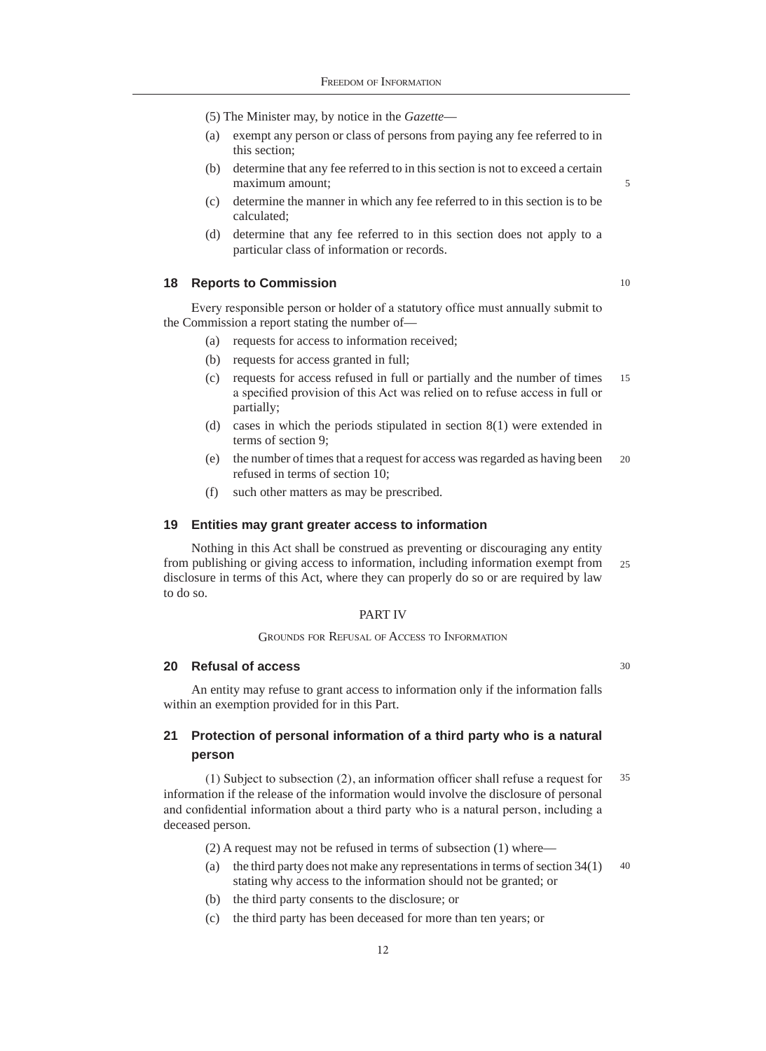(5) The Minister may, by notice in the *Gazette*—

(a) exempt any person or class of persons from paying any fee referred to in this section;

(b) determine that any fee referred to in this section is not to exceed a certain maximum amount;

(c) determine the manner in which any fee referred to in this section is to be calculated;

(d) determine that any fee referred to in this section does not apply to a particular class of information or records.

### 18 Reports to Commission

Every responsible person or holder of a statutory office must annually submit to the Commission a report stating the number of—

(a) requests for access to information received;

(b) requests for access granted in full;

(c) requests for access refused in full or partially and the number of times a specified provision of this Act was relied on to refuse access in full or partially;

(d) cases in which the periods stipulated in section 8(1) were extended in terms of section 9;

(e) the number of times that a request for access was regarded as having been refused in terms of section 10;

(f) such other matters as may be prescribed.

### 19 Entities may grant greater access to information

Nothing in this Act shall be construed as preventing or discouraging any entity from publishing or giving access to information, including information exempt from disclosure in terms of this Act, where they can properly do so or are required by law to do so.

## PART IV

## Grounds for Refusal of Access to Information

### 20 Refusal of access

An entity may refuse to grant access to information only if the information falls within an exemption provided for in this Part.

### 21 Protection of personal information of a third party who is a natural person

(1) Subject to subsection (2), an information officer shall refuse a request for information if the release of the information would involve the disclosure of personal and confidential information about a third party who is a natural person, including a deceased person.

(2) A request may not be refused in terms of subsection (1) where—

(a) the third party does not make any representations in terms of section 34(1) stating why access to the information should not be granted; or

(b) the third party consents to the disclosure; or

(c) the third party has been deceased for more than ten years; or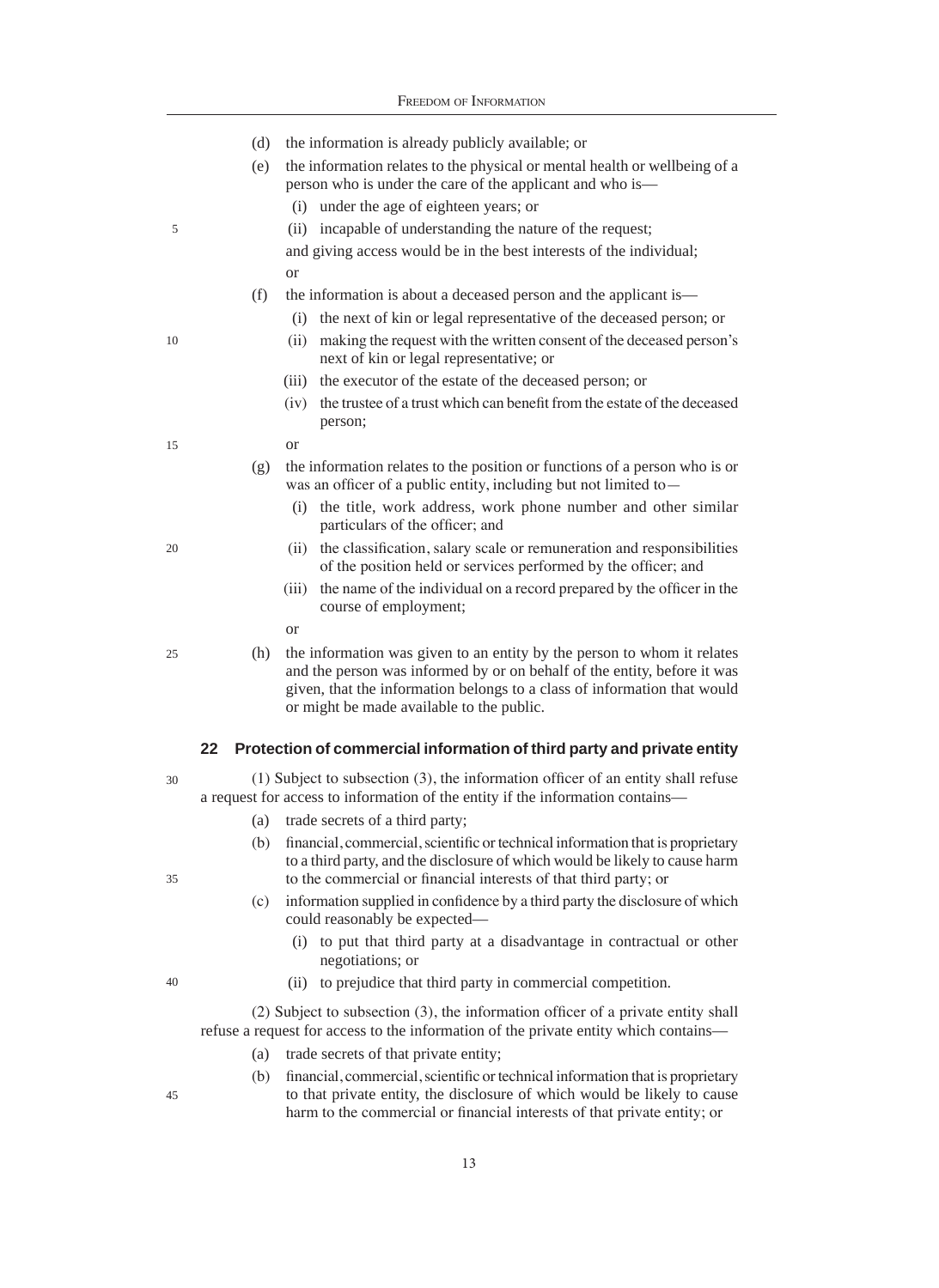(d) the information is already publicly available; or

(e) the information relates to the physical or mental health or wellbeing of a person who is under the care of the applicant and who is—

  (i) under the age of eighteen years; or

  (ii) incapable of understanding the nature of the request;

  and giving access would be in the best interests of the individual;

  or

(f) the information is about a deceased person and the applicant is—

  (i) the next of kin or legal representative of the deceased person; or

  (ii) making the request with the written consent of the deceased person's next of kin or legal representative; or

  (iii) the executor of the estate of the deceased person; or

  (iv) the trustee of a trust which can benefit from the estate of the deceased person;

  or

(g) the information relates to the position or functions of a person who is or was an officer of a public entity, including but not limited to—

  (i) the title, work address, work phone number and other similar particulars of the officer; and

  (ii) the classification, salary scale or remuneration and responsibilities of the position held or services performed by the officer; and

  (iii) the name of the individual on a record prepared by the officer in the course of employment;

  or

(h) the information was given to an entity by the person to whom it relates and the person was informed by or on behalf of the entity, before it was given, that the information belongs to a class of information that would or might be made available to the public.

## 22 Protection of commercial information of third party and private entity

(1) Subject to subsection (3), the information officer of an entity shall refuse a request for access to information of the entity if the information contains—

(a) trade secrets of a third party;

(b) financial, commercial, scientific or technical information that is proprietary to a third party, and the disclosure of which would be likely to cause harm to the commercial or financial interests of that third party; or

(c) information supplied in confidence by a third party the disclosure of which could reasonably be expected—

  (i) to put that third party at a disadvantage in contractual or other negotiations; or

  (ii) to prejudice that third party in commercial competition.

(2) Subject to subsection (3), the information officer of a private entity shall refuse a request for access to the information of the private entity which contains—

(a) trade secrets of that private entity;

(b) financial, commercial, scientific or technical information that is proprietary to that private entity, the disclosure of which would be likely to cause harm to the commercial or financial interests of that private entity; or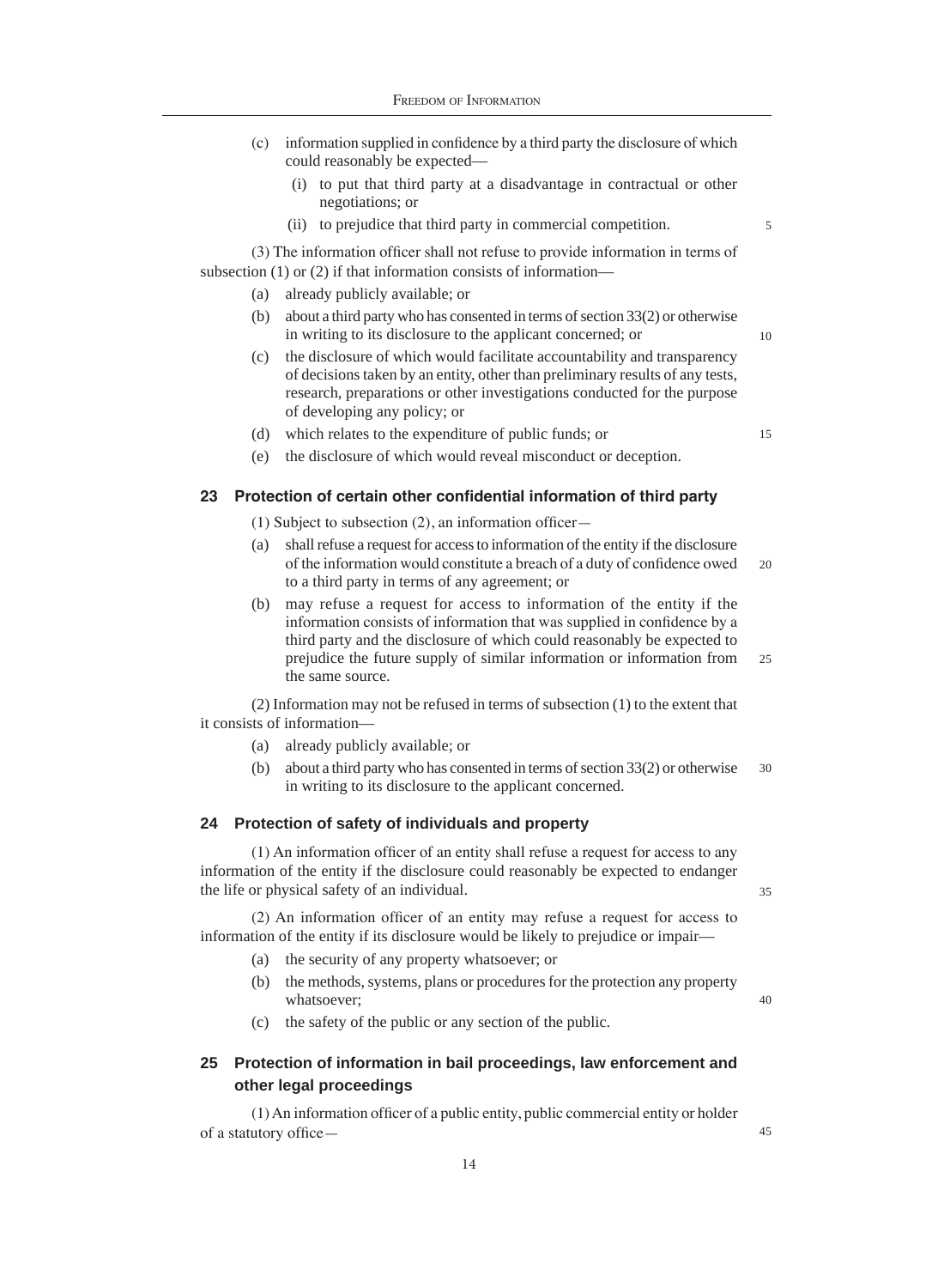(c) information supplied in confidence by a third party the disclosure of which could reasonably be expected—

   (i) to put that third party at a disadvantage in contractual or other negotiations; or

   (ii) to prejudice that third party in commercial competition.

(3) The information officer shall not refuse to provide information in terms of subsection (1) or (2) if that information consists of information—

(a) already publicly available; or

(b) about a third party who has consented in terms of section 33(2) or otherwise in writing to its disclosure to the applicant concerned; or

(c) the disclosure of which would facilitate accountability and transparency of decisions taken by an entity, other than preliminary results of any tests, research, preparations or other investigations conducted for the purpose of developing any policy; or

(d) which relates to the expenditure of public funds; or

(e) the disclosure of which would reveal misconduct or deception.

### 23 Protection of certain other confidential information of third party

(1) Subject to subsection (2), an information officer—

(a) shall refuse a request for access to information of the entity if the disclosure of the information would constitute a breach of a duty of confidence owed to a third party in terms of any agreement; or

(b) may refuse a request for access to information of the entity if the information consists of information that was supplied in confidence by a third party and the disclosure of which could reasonably be expected to prejudice the future supply of similar information or information from the same source.

(2) Information may not be refused in terms of subsection (1) to the extent that it consists of information—

(a) already publicly available; or

(b) about a third party who has consented in terms of section 33(2) or otherwise in writing to its disclosure to the applicant concerned.

### 24 Protection of safety of individuals and property

(1) An information officer of an entity shall refuse a request for access to any information of the entity if the disclosure could reasonably be expected to endanger the life or physical safety of an individual.

(2) An information officer of an entity may refuse a request for access to information of the entity if its disclosure would be likely to prejudice or impair—

(a) the security of any property whatsoever; or

(b) the methods, systems, plans or procedures for the protection any property whatsoever;

(c) the safety of the public or any section of the public.

### 25 Protection of information in bail proceedings, law enforcement and other legal proceedings

(1) An information officer of a public entity, public commercial entity or holder of a statutory office—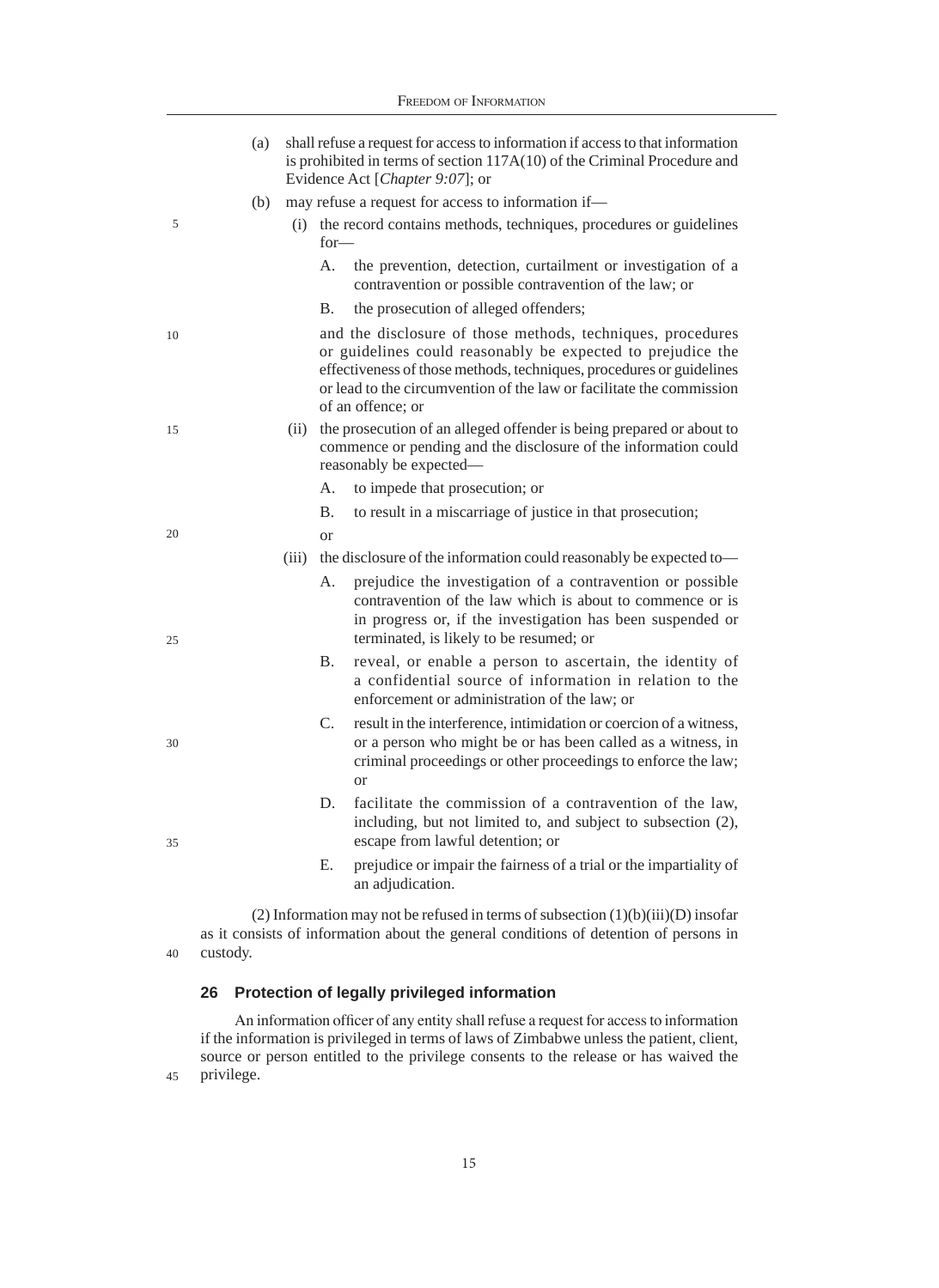(a) shall refuse a request for access to information if access to that information is prohibited in terms of section 117A(10) of the Criminal Procedure and Evidence Act [*Chapter 9:07*]; or

(b) may refuse a request for access to information if—

(i) the record contains methods, techniques, procedures or guidelines for—

A. the prevention, detection, curtailment or investigation of a contravention or possible contravention of the law; or

B. the prosecution of alleged offenders;

and the disclosure of those methods, techniques, procedures or guidelines could reasonably be expected to prejudice the effectiveness of those methods, techniques, procedures or guidelines or lead to the circumvention of the law or facilitate the commission of an offence; or

(ii) the prosecution of an alleged offender is being prepared or about to commence or pending and the disclosure of the information could reasonably be expected—

A. to impede that prosecution; or

B. to result in a miscarriage of justice in that prosecution;

or

(iii) the disclosure of the information could reasonably be expected to—

A. prejudice the investigation of a contravention or possible contravention of the law which is about to commence or is in progress or, if the investigation has been suspended or terminated, is likely to be resumed; or

B. reveal, or enable a person to ascertain, the identity of a confidential source of information in relation to the enforcement or administration of the law; or

C. result in the interference, intimidation or coercion of a witness, or a person who might be or has been called as a witness, in criminal proceedings or other proceedings to enforce the law; or

D. facilitate the commission of a contravention of the law, including, but not limited to, and subject to subsection (2), escape from lawful detention; or

E. prejudice or impair the fairness of a trial or the impartiality of an adjudication.

(2) Information may not be refused in terms of subsection (1)(b)(iii)(D) insofar as it consists of information about the general conditions of detention of persons in custody.

### 26 Protection of legally privileged information

An information officer of any entity shall refuse a request for access to information if the information is privileged in terms of laws of Zimbabwe unless the patient, client, source or person entitled to the privilege consents to the release or has waived the privilege.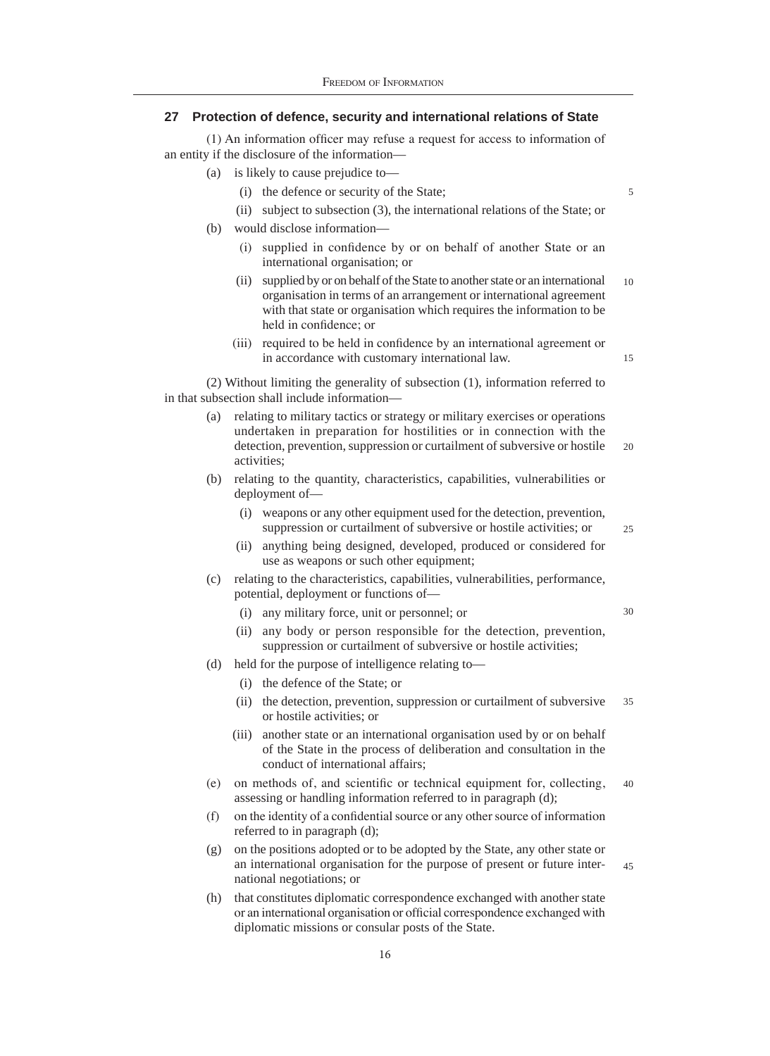## 27 Protection of defence, security and international relations of State

(1) An information officer may refuse a request for access to information of an entity if the disclosure of the information—

- (a) is likely to cause prejudice to—
  - (i) the defence or security of the State;
  - (ii) subject to subsection (3), the international relations of the State; or
- (b) would disclose information—
  - (i) supplied in confidence by or on behalf of another State or an international organisation; or
  - (ii) supplied by or on behalf of the State to another state or an international organisation in terms of an arrangement or international agreement with that state or organisation which requires the information to be held in confidence; or
  - (iii) required to be held in confidence by an international agreement or in accordance with customary international law.

(2) Without limiting the generality of subsection (1), information referred to in that subsection shall include information—

- (a) relating to military tactics or strategy or military exercises or operations undertaken in preparation for hostilities or in connection with the detection, prevention, suppression or curtailment of subversive or hostile activities;
- (b) relating to the quantity, characteristics, capabilities, vulnerabilities or deployment of—
  - (i) weapons or any other equipment used for the detection, prevention, suppression or curtailment of subversive or hostile activities; or
  - (ii) anything being designed, developed, produced or considered for use as weapons or such other equipment;
- (c) relating to the characteristics, capabilities, vulnerabilities, performance, potential, deployment or functions of—
  - (i) any military force, unit or personnel; or
  - (ii) any body or person responsible for the detection, prevention, suppression or curtailment of subversive or hostile activities;
- (d) held for the purpose of intelligence relating to—
  - (i) the defence of the State; or
  - (ii) the detection, prevention, suppression or curtailment of subversive or hostile activities; or
  - (iii) another state or an international organisation used by or on behalf of the State in the process of deliberation and consultation in the conduct of international affairs;
- (e) on methods of, and scientific or technical equipment for, collecting, assessing or handling information referred to in paragraph (d);
- (f) on the identity of a confidential source or any other source of information referred to in paragraph (d);
- (g) on the positions adopted or to be adopted by the State, any other state or an international organisation for the purpose of present or future international negotiations; or
- (h) that constitutes diplomatic correspondence exchanged with another state or an international organisation or official correspondence exchanged with diplomatic missions or consular posts of the State.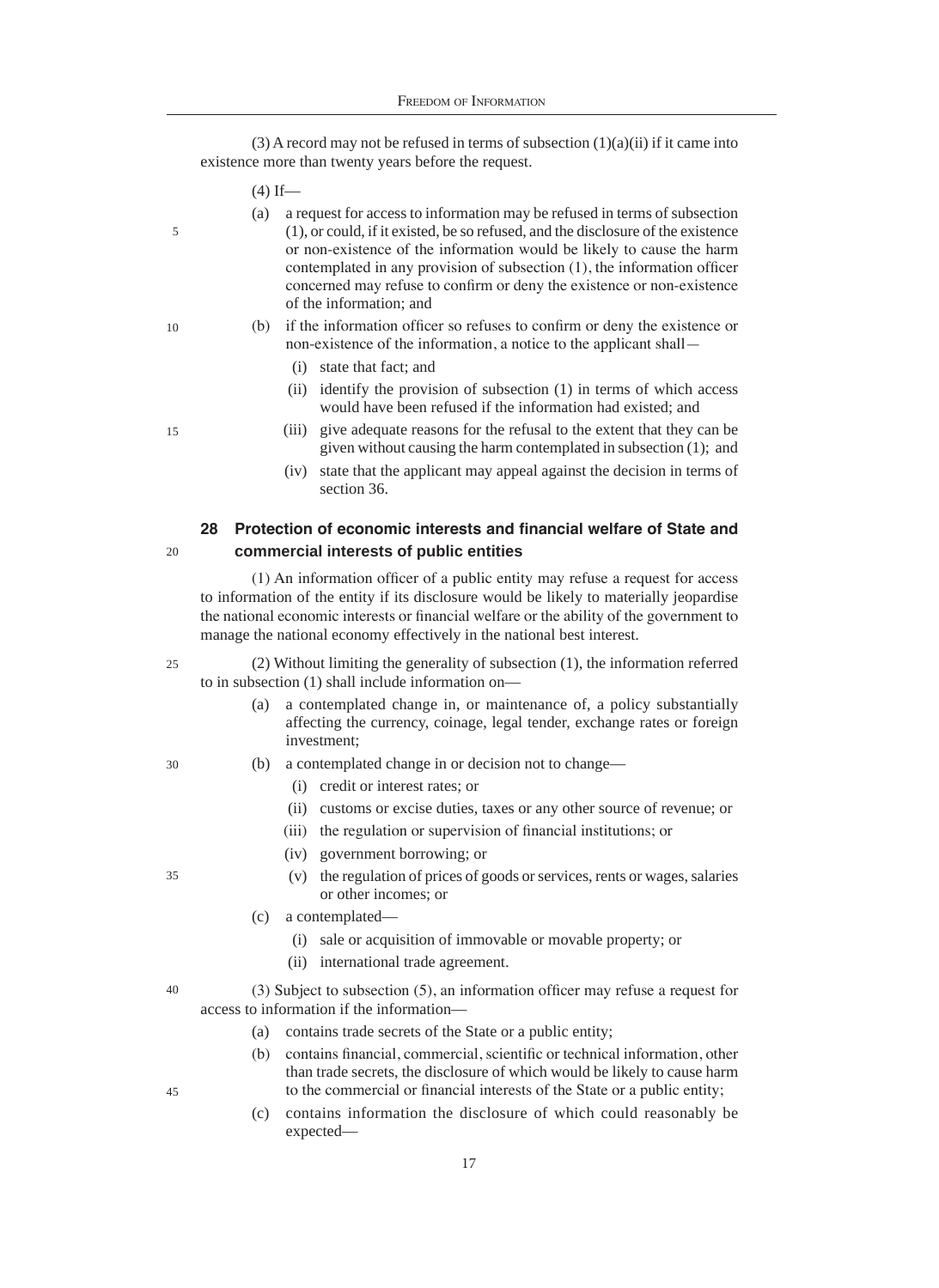(3) A record may not be refused in terms of subsection (1)(a)(ii) if it came into existence more than twenty years before the request.

(4) If—

(a) a request for access to information may be refused in terms of subsection (1), or could, if it existed, be so refused, and the disclosure of the existence or non-existence of the information would be likely to cause the harm contemplated in any provision of subsection (1), the information officer concerned may refuse to confirm or deny the existence or non-existence of the information; and

(b) if the information officer so refuses to confirm or deny the existence or non-existence of the information, a notice to the applicant shall—

(i) state that fact; and

(ii) identify the provision of subsection (1) in terms of which access would have been refused if the information had existed; and

(iii) give adequate reasons for the refusal to the extent that they can be given without causing the harm contemplated in subsection (1); and

(iv) state that the applicant may appeal against the decision in terms of section 36.

## 28 Protection of economic interests and financial welfare of State and commercial interests of public entities

(1) An information officer of a public entity may refuse a request for access to information of the entity if its disclosure would be likely to materially jeopardise the national economic interests or financial welfare or the ability of the government to manage the national economy effectively in the national best interest.

(2) Without limiting the generality of subsection (1), the information referred to in subsection (1) shall include information on—

(a) a contemplated change in, or maintenance of, a policy substantially affecting the currency, coinage, legal tender, exchange rates or foreign investment;

(b) a contemplated change in or decision not to change—

(i) credit or interest rates; or

(ii) customs or excise duties, taxes or any other source of revenue; or

(iii) the regulation or supervision of financial institutions; or

(iv) government borrowing; or

(v) the regulation of prices of goods or services, rents or wages, salaries or other incomes; or

(c) a contemplated—

(i) sale or acquisition of immovable or movable property; or

(ii) international trade agreement.

(3) Subject to subsection (5), an information officer may refuse a request for access to information if the information—

(a) contains trade secrets of the State or a public entity;

(b) contains financial, commercial, scientific or technical information, other than trade secrets, the disclosure of which would be likely to cause harm to the commercial or financial interests of the State or a public entity;

(c) contains information the disclosure of which could reasonably be expected—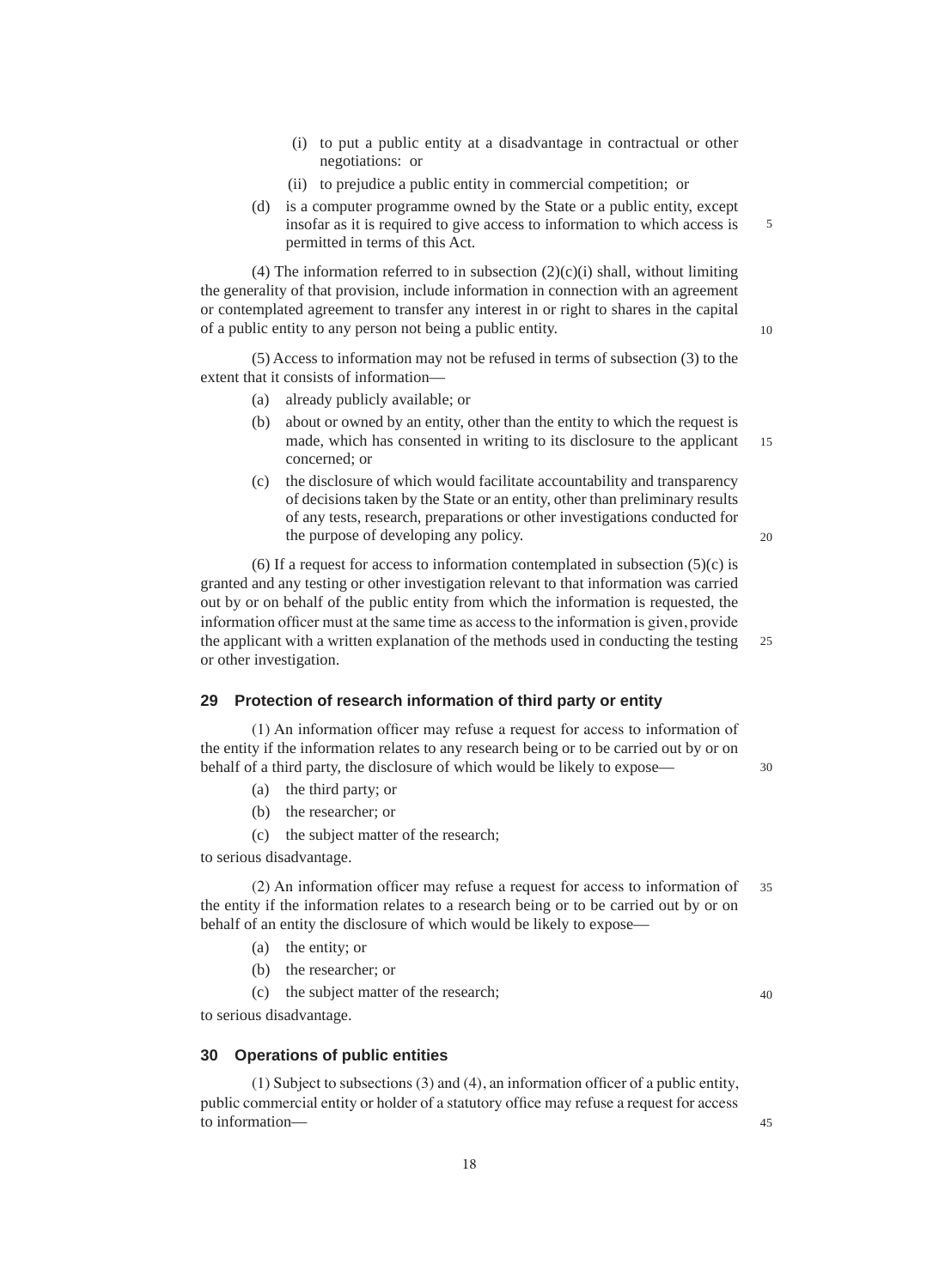(i) to put a public entity at a disadvantage in contractual or other negotiations: or

(ii) to prejudice a public entity in commercial competition; or

(d) is a computer programme owned by the State or a public entity, except insofar as it is required to give access to information to which access is permitted in terms of this Act.

(4) The information referred to in subsection (2)(c)(i) shall, without limiting the generality of that provision, include information in connection with an agreement or contemplated agreement to transfer any interest in or right to shares in the capital of a public entity to any person not being a public entity.

(5) Access to information may not be refused in terms of subsection (3) to the extent that it consists of information—

(a) already publicly available; or

(b) about or owned by an entity, other than the entity to which the request is made, which has consented in writing to its disclosure to the applicant concerned; or

(c) the disclosure of which would facilitate accountability and transparency of decisions taken by the State or an entity, other than preliminary results of any tests, research, preparations or other investigations conducted for the purpose of developing any policy.

(6) If a request for access to information contemplated in subsection (5)(c) is granted and any testing or other investigation relevant to that information was carried out by or on behalf of the public entity from which the information is requested, the information officer must at the same time as access to the information is given, provide the applicant with a written explanation of the methods used in conducting the testing or other investigation.

## 29 Protection of research information of third party or entity

(1) An information officer may refuse a request for access to information of the entity if the information relates to any research being or to be carried out by or on behalf of a third party, the disclosure of which would be likely to expose—

(a) the third party; or

(b) the researcher; or

(c) the subject matter of the research;

to serious disadvantage.

(2) An information officer may refuse a request for access to information of the entity if the information relates to a research being or to be carried out by or on behalf of an entity the disclosure of which would be likely to expose—

(a) the entity; or

(b) the researcher; or

(c) the subject matter of the research;

to serious disadvantage.

## 30 Operations of public entities

(1) Subject to subsections (3) and (4), an information officer of a public entity, public commercial entity or holder of a statutory office may refuse a request for access to information—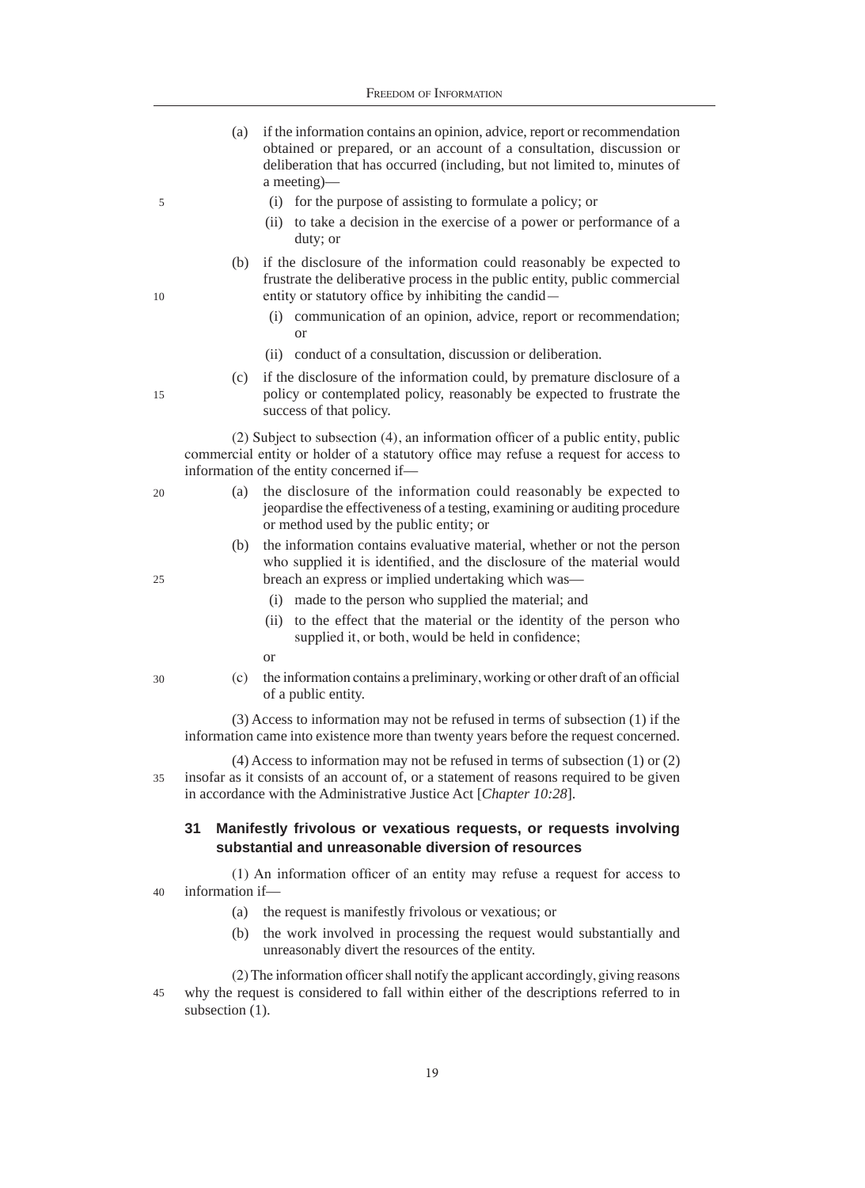(a) if the information contains an opinion, advice, report or recommendation obtained or prepared, or an account of a consultation, discussion or deliberation that has occurred (including, but not limited to, minutes of a meeting)—

(i) for the purpose of assisting to formulate a policy; or

(ii) to take a decision in the exercise of a power or performance of a duty; or

(b) if the disclosure of the information could reasonably be expected to frustrate the deliberative process in the public entity, public commercial entity or statutory office by inhibiting the candid—

(i) communication of an opinion, advice, report or recommendation; or

(ii) conduct of a consultation, discussion or deliberation.

(c) if the disclosure of the information could, by premature disclosure of a policy or contemplated policy, reasonably be expected to frustrate the success of that policy.

(2) Subject to subsection (4), an information officer of a public entity, public commercial entity or holder of a statutory office may refuse a request for access to information of the entity concerned if—

(a) the disclosure of the information could reasonably be expected to jeopardise the effectiveness of a testing, examining or auditing procedure or method used by the public entity; or

(b) the information contains evaluative material, whether or not the person who supplied it is identified, and the disclosure of the material would breach an express or implied undertaking which was—

(i) made to the person who supplied the material; and

(ii) to the effect that the material or the identity of the person who supplied it, or both, would be held in confidence;

or

(c) the information contains a preliminary, working or other draft of an official of a public entity.

(3) Access to information may not be refused in terms of subsection (1) if the information came into existence more than twenty years before the request concerned.

(4) Access to information may not be refused in terms of subsection (1) or (2) insofar as it consists of an account of, or a statement of reasons required to be given in accordance with the Administrative Justice Act [*Chapter 10:28*].

### 31 Manifestly frivolous or vexatious requests, or requests involving substantial and unreasonable diversion of resources

(1) An information officer of an entity may refuse a request for access to information if—

(a) the request is manifestly frivolous or vexatious; or

(b) the work involved in processing the request would substantially and unreasonably divert the resources of the entity.

(2) The information officer shall notify the applicant accordingly, giving reasons why the request is considered to fall within either of the descriptions referred to in subsection (1).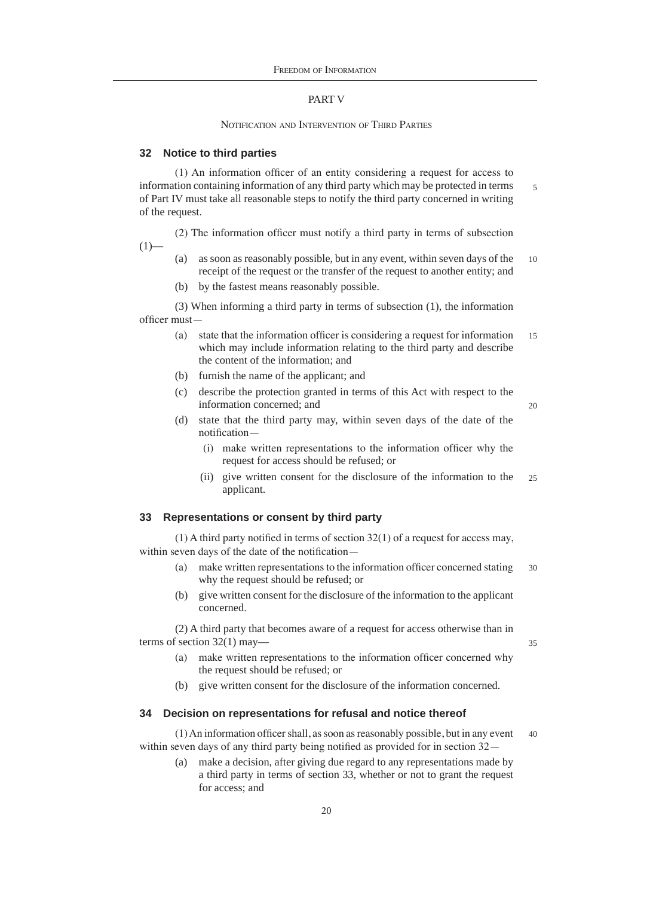## PART V

### NOTIFICATION AND INTERVENTION OF THIRD PARTIES

### 32 Notice to third parties

(1) An information officer of an entity considering a request for access to information containing information of any third party which may be protected in terms of Part IV must take all reasonable steps to notify the third party concerned in writing of the request.

(2) The information officer must notify a third party in terms of subsection (1)—

- (a) as soon as reasonably possible, but in any event, within seven days of the receipt of the request or the transfer of the request to another entity; and
- (b) by the fastest means reasonably possible.

(3) When informing a third party in terms of subsection (1), the information officer must—

- (a) state that the information officer is considering a request for information which may include information relating to the third party and describe the content of the information; and
- (b) furnish the name of the applicant; and
- (c) describe the protection granted in terms of this Act with respect to the information concerned; and
- (d) state that the third party may, within seven days of the date of the notification—
  - (i) make written representations to the information officer why the request for access should be refused; or
  - (ii) give written consent for the disclosure of the information to the applicant.

### 33 Representations or consent by third party

(1) A third party notified in terms of section 32(1) of a request for access may, within seven days of the date of the notification—

- (a) make written representations to the information officer concerned stating why the request should be refused; or
- (b) give written consent for the disclosure of the information to the applicant concerned.

(2) A third party that becomes aware of a request for access otherwise than in terms of section 32(1) may—

- (a) make written representations to the information officer concerned why the request should be refused; or
- (b) give written consent for the disclosure of the information concerned.

### 34 Decision on representations for refusal and notice thereof

(1) An information officer shall, as soon as reasonably possible, but in any event within seven days of any third party being notified as provided for in section 32—

- (a) make a decision, after giving due regard to any representations made by a third party in terms of section 33, whether or not to grant the request for access; and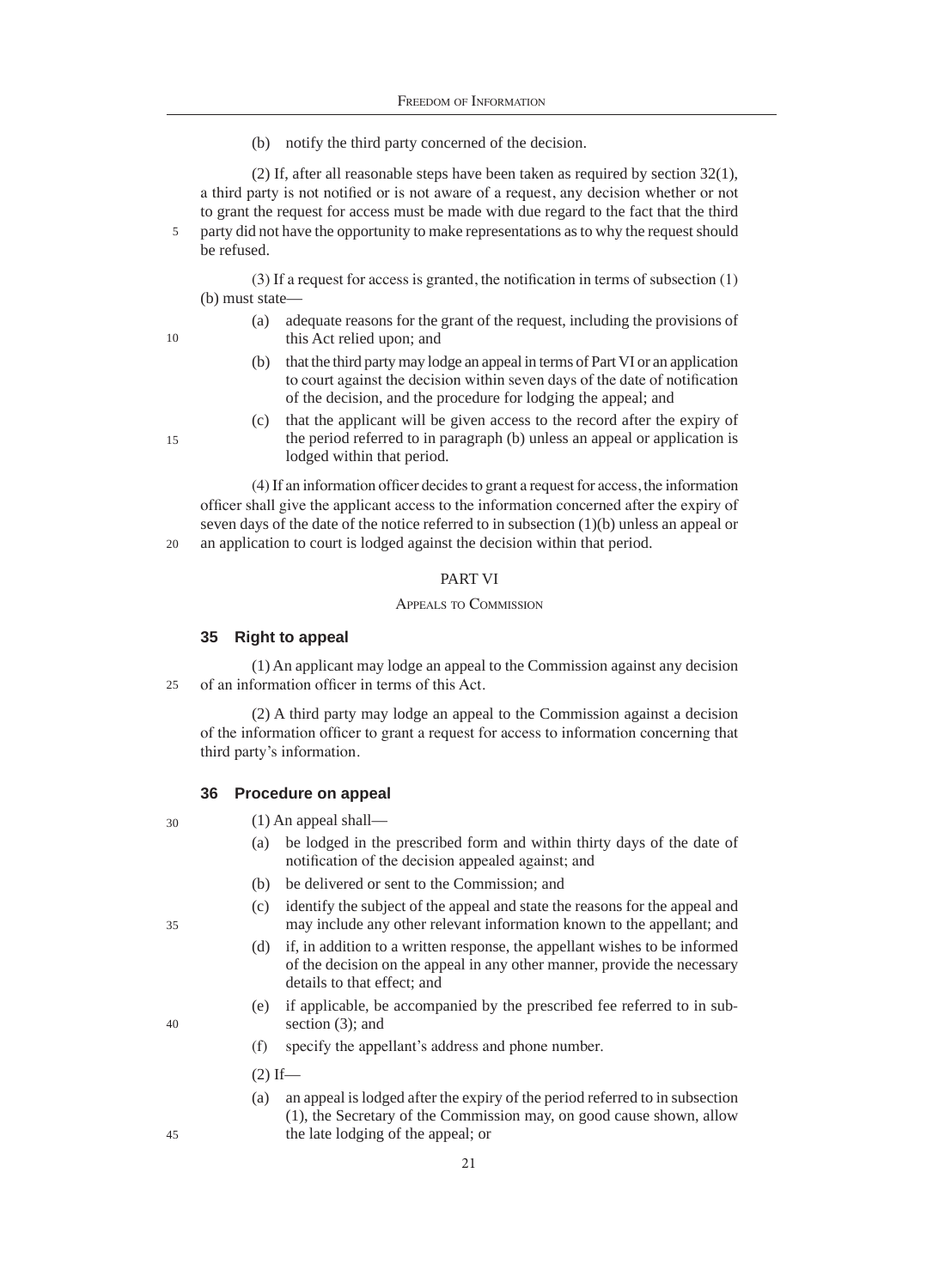(b) notify the third party concerned of the decision.

(2) If, after all reasonable steps have been taken as required by section 32(1), a third party is not notified or is not aware of a request, any decision whether or not to grant the request for access must be made with due regard to the fact that the third party did not have the opportunity to make representations as to why the request should be refused.

(3) If a request for access is granted, the notification in terms of subsection (1)(b) must state—

(a) adequate reasons for the grant of the request, including the provisions of this Act relied upon; and

(b) that the third party may lodge an appeal in terms of Part VI or an application to court against the decision within seven days of the date of notification of the decision, and the procedure for lodging the appeal; and

(c) that the applicant will be given access to the record after the expiry of the period referred to in paragraph (b) unless an appeal or application is lodged within that period.

(4) If an information officer decides to grant a request for access, the information officer shall give the applicant access to the information concerned after the expiry of seven days of the date of the notice referred to in subsection (1)(b) unless an appeal or an application to court is lodged against the decision within that period.

## PART VI

### APPEALS TO COMMISSION

### 35 Right to appeal

(1) An applicant may lodge an appeal to the Commission against any decision of an information officer in terms of this Act.

(2) A third party may lodge an appeal to the Commission against a decision of the information officer to grant a request for access to information concerning that third party's information.

### 36 Procedure on appeal

(1) An appeal shall—

(a) be lodged in the prescribed form and within thirty days of the date of notification of the decision appealed against; and

(b) be delivered or sent to the Commission; and

(c) identify the subject of the appeal and state the reasons for the appeal and may include any other relevant information known to the appellant; and

(d) if, in addition to a written response, the appellant wishes to be informed of the decision on the appeal in any other manner, provide the necessary details to that effect; and

(e) if applicable, be accompanied by the prescribed fee referred to in subsection (3); and

(f) specify the appellant's address and phone number.

(2) If—

(a) an appeal is lodged after the expiry of the period referred to in subsection (1), the Secretary of the Commission may, on good cause shown, allow the late lodging of the appeal; or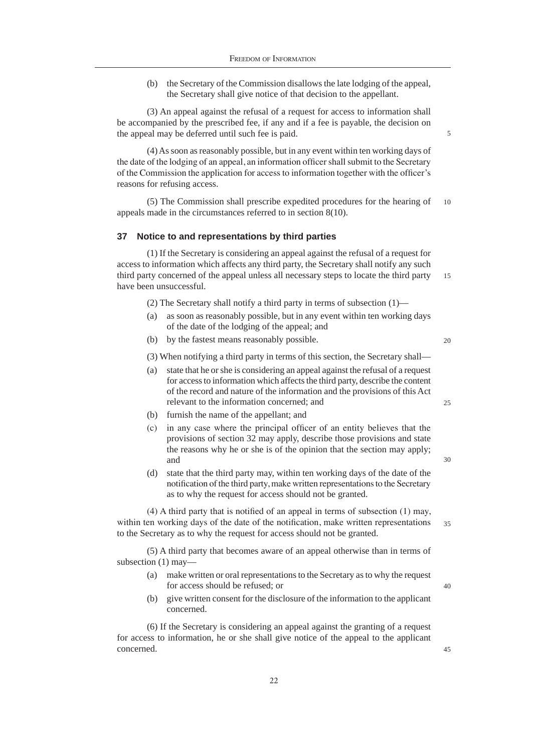(b) the Secretary of the Commission disallows the late lodging of the appeal, the Secretary shall give notice of that decision to the appellant.

(3) An appeal against the refusal of a request for access to information shall be accompanied by the prescribed fee, if any and if a fee is payable, the decision on the appeal may be deferred until such fee is paid.

(4) As soon as reasonably possible, but in any event within ten working days of the date of the lodging of an appeal, an information officer shall submit to the Secretary of the Commission the application for access to information together with the officer's reasons for refusing access.

(5) The Commission shall prescribe expedited procedures for the hearing of appeals made in the circumstances referred to in section 8(10).

## 37 Notice to and representations by third parties

(1) If the Secretary is considering an appeal against the refusal of a request for access to information which affects any third party, the Secretary shall notify any such third party concerned of the appeal unless all necessary steps to locate the third party have been unsuccessful.

(2) The Secretary shall notify a third party in terms of subsection (1)—

(a) as soon as reasonably possible, but in any event within ten working days of the date of the lodging of the appeal; and

(b) by the fastest means reasonably possible.

(3) When notifying a third party in terms of this section, the Secretary shall—

(a) state that he or she is considering an appeal against the refusal of a request for access to information which affects the third party, describe the content of the record and nature of the information and the provisions of this Act relevant to the information concerned; and

(b) furnish the name of the appellant; and

(c) in any case where the principal officer of an entity believes that the provisions of section 32 may apply, describe those provisions and state the reasons why he or she is of the opinion that the section may apply; and

(d) state that the third party may, within ten working days of the date of the notification of the third party, make written representations to the Secretary as to why the request for access should not be granted.

(4) A third party that is notified of an appeal in terms of subsection (1) may, within ten working days of the date of the notification, make written representations to the Secretary as to why the request for access should not be granted.

(5) A third party that becomes aware of an appeal otherwise than in terms of subsection (1) may—

(a) make written or oral representations to the Secretary as to why the request for access should be refused; or

(b) give written consent for the disclosure of the information to the applicant concerned.

(6) If the Secretary is considering an appeal against the granting of a request for access to information, he or she shall give notice of the appeal to the applicant concerned.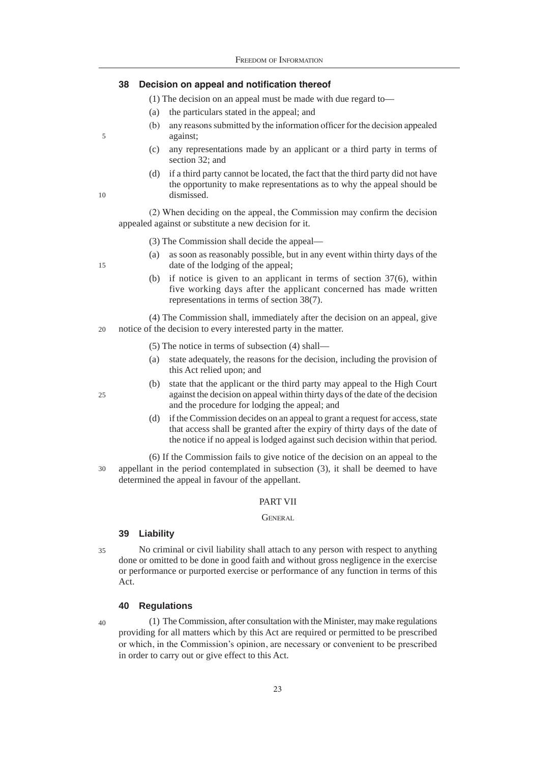### 38 Decision on appeal and notification thereof

(1) The decision on an appeal must be made with due regard to—

(a) the particulars stated in the appeal; and

(b) any reasons submitted by the information officer for the decision appealed against;

(c) any representations made by an applicant or a third party in terms of section 32; and

(d) if a third party cannot be located, the fact that the third party did not have the opportunity to make representations as to why the appeal should be dismissed.

(2) When deciding on the appeal, the Commission may confirm the decision appealed against or substitute a new decision for it.

(3) The Commission shall decide the appeal—

(a) as soon as reasonably possible, but in any event within thirty days of the date of the lodging of the appeal;

(b) if notice is given to an applicant in terms of section 37(6), within five working days after the applicant concerned has made written representations in terms of section 38(7).

(4) The Commission shall, immediately after the decision on an appeal, give notice of the decision to every interested party in the matter.

(5) The notice in terms of subsection (4) shall—

(a) state adequately, the reasons for the decision, including the provision of this Act relied upon; and

(b) state that the applicant or the third party may appeal to the High Court against the decision on appeal within thirty days of the date of the decision and the procedure for lodging the appeal; and

(d) if the Commission decides on an appeal to grant a request for access, state that access shall be granted after the expiry of thirty days of the date of the notice if no appeal is lodged against such decision within that period.

(6) If the Commission fails to give notice of the decision on an appeal to the appellant in the period contemplated in subsection (3), it shall be deemed to have determined the appeal in favour of the appellant.

## PART VII

## GENERAL

### 39 Liability

No criminal or civil liability shall attach to any person with respect to anything done or omitted to be done in good faith and without gross negligence in the exercise or performance or purported exercise or performance of any function in terms of this Act.

### 40 Regulations

(1) The Commission, after consultation with the Minister, may make regulations providing for all matters which by this Act are required or permitted to be prescribed or which, in the Commission's opinion, are necessary or convenient to be prescribed in order to carry out or give effect to this Act.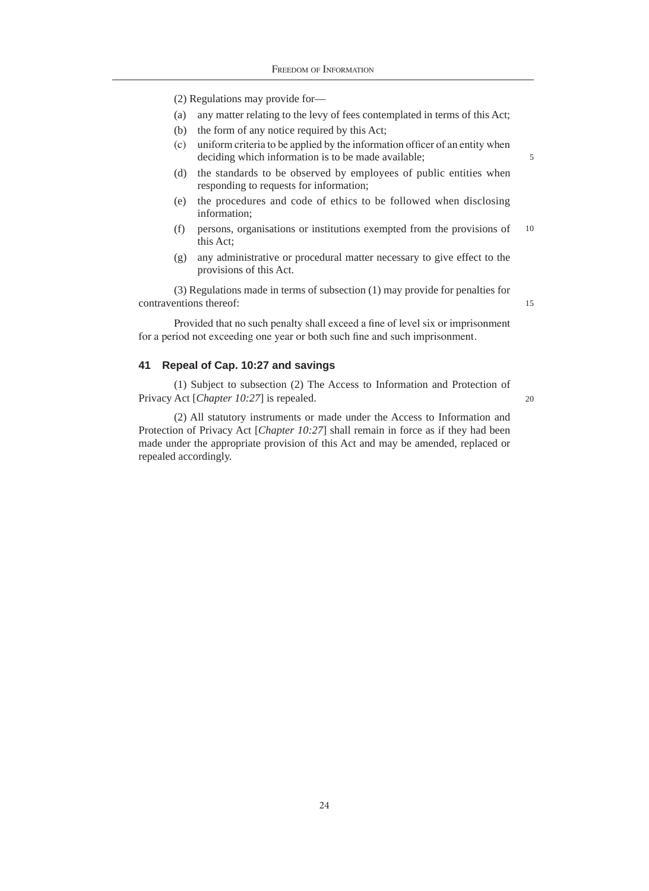(2) Regulations may provide for—

(a) any matter relating to the levy of fees contemplated in terms of this Act;

(b) the form of any notice required by this Act;

(c) uniform criteria to be applied by the information officer of an entity when deciding which information is to be made available;

(d) the standards to be observed by employees of public entities when responding to requests for information;

(e) the procedures and code of ethics to be followed when disclosing information;

(f) persons, organisations or institutions exempted from the provisions of this Act;

(g) any administrative or procedural matter necessary to give effect to the provisions of this Act.

(3) Regulations made in terms of subsection (1) may provide for penalties for contraventions thereof:

Provided that no such penalty shall exceed a fine of level six or imprisonment for a period not exceeding one year or both such fine and such imprisonment.

### 41 Repeal of Cap. 10:27 and savings

(1) Subject to subsection (2) The Access to Information and Protection of Privacy Act [*Chapter 10:27*] is repealed.

(2) All statutory instruments or made under the Access to Information and Protection of Privacy Act [*Chapter 10:27*] shall remain in force as if they had been made under the appropriate provision of this Act and may be amended, replaced or repealed accordingly.